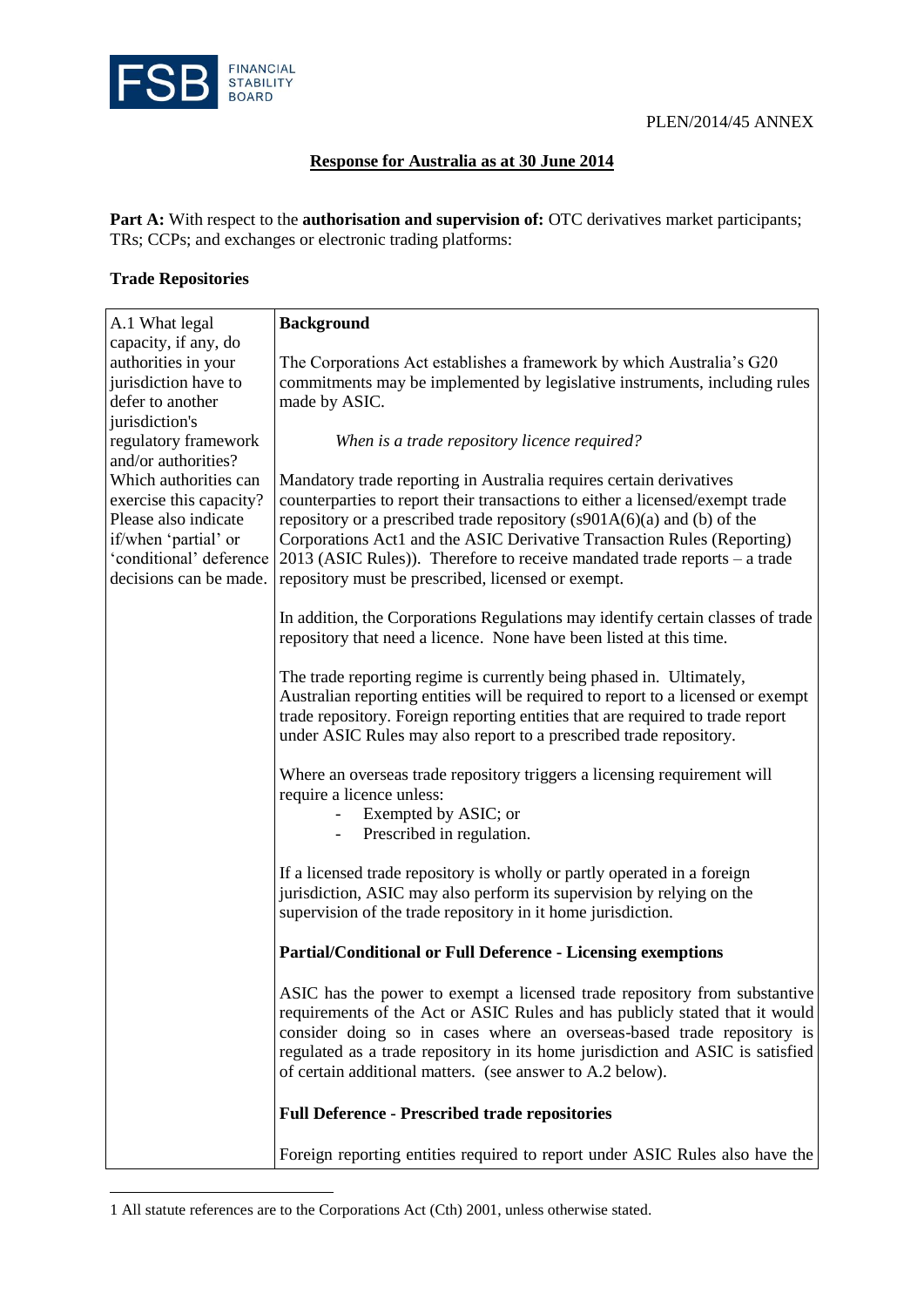PLEN/2014/45 ANNEX

## Response for Australia as at 30 June 2014

**Part A:** With respect to the **authorisation and supervision of:** OTC derivatives market participants; TRs; CCPs; and exchanges or electronic trading platforms:

### Trade Repositories

| A.1 What legal capacity, if any, do authorities in your jurisdiction have to defer to another jurisdiction's regulatory framework and/or authorities? Which authorities can exercise this capacity? Please also indicate if/when 'partial' or 'conditional' deference decisions can be made. | **Background**<br><br>The Corporations Act establishes a framework by which Australia's G20 commitments may be implemented by legislative instruments, including rules made by ASIC.<br><br>*When is a trade repository licence required?*<br><br>Mandatory trade reporting in Australia requires certain derivatives counterparties to report their transactions to either a licensed/exempt trade repository or a prescribed trade repository (s901A(6)(a) and (b) of the Corporations Act[1] and the ASIC Derivative Transaction Rules (Reporting) 2013 (ASIC Rules)). Therefore to receive mandated trade reports – a trade repository must be prescribed, licensed or exempt.<br><br>In addition, the Corporations Regulations may identify certain classes of trade repository that need a licence. None have been listed at this time.<br><br>The trade reporting regime is currently being phased in. Ultimately, Australian reporting entities will be required to report to a licensed or exempt trade repository. Foreign reporting entities that are required to trade report under ASIC Rules may also report to a prescribed trade repository.<br><br>Where an overseas trade repository triggers a licensing requirement will require a licence unless:<br>- Exempted by ASIC; or<br>- Prescribed in regulation.<br><br>If a licensed trade repository is wholly or partly operated in a foreign jurisdiction, ASIC may also perform its supervision by relying on the supervision of the trade repository in it home jurisdiction.<br><br>**Partial/Conditional or Full Deference - Licensing exemptions**<br><br>ASIC has the power to exempt a licensed trade repository from substantive requirements of the Act or ASIC Rules and has publicly stated that it would consider doing so in cases where an overseas-based trade repository is regulated as a trade repository in its home jurisdiction and ASIC is satisfied of certain additional matters. (see answer to A.2 below).<br><br>**Full Deference - Prescribed trade repositories**<br><br>Foreign reporting entities required to report under ASIC Rules also have the |
|---|---|

1 All statute references are to the Corporations Act (Cth) 2001, unless otherwise stated.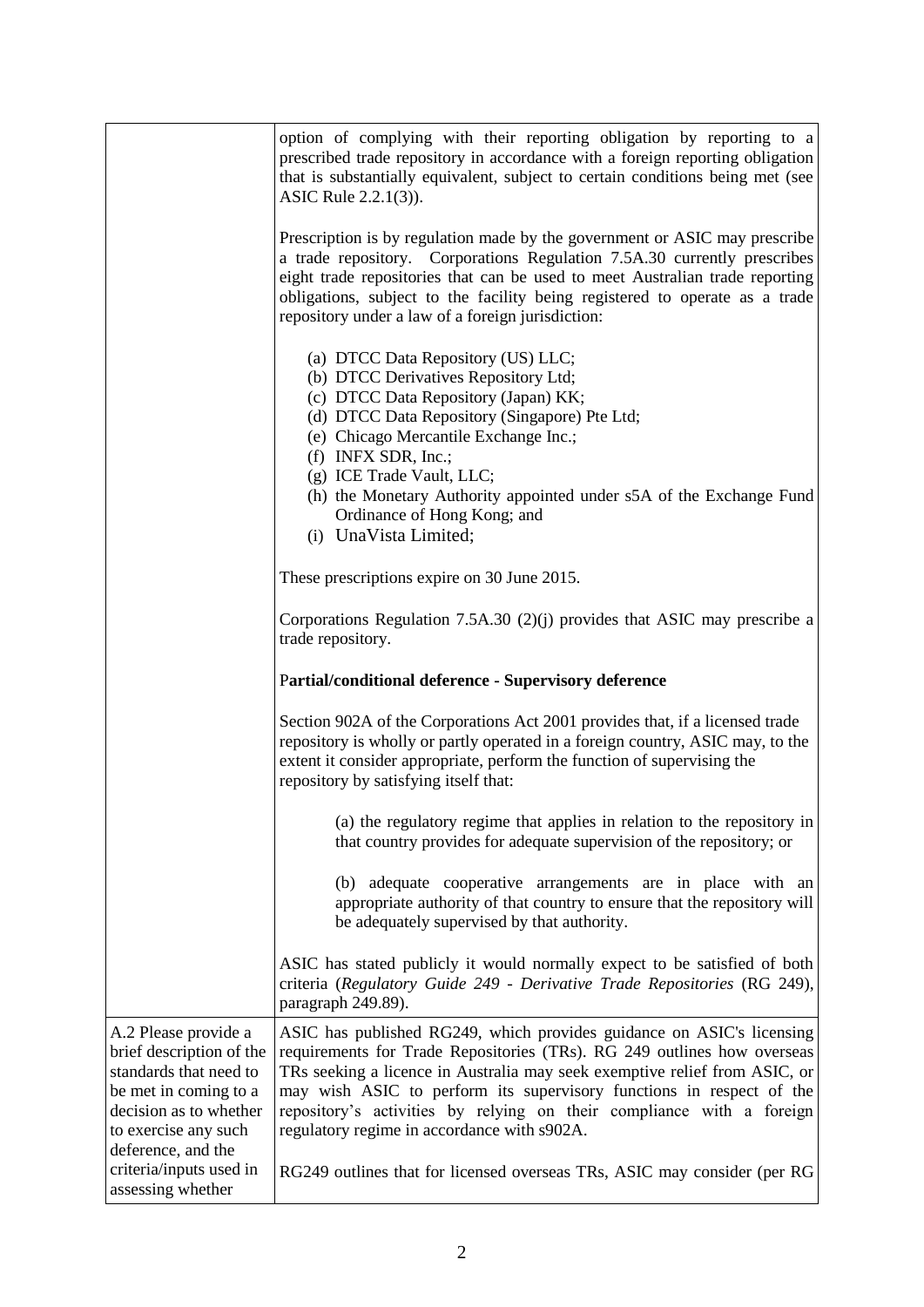| | |
|---|---|
| | option of complying with their reporting obligation by reporting to a prescribed trade repository in accordance with a foreign reporting obligation that is substantially equivalent, subject to certain conditions being met (see ASIC Rule 2.2.1(3)).<br><br>Prescription is by regulation made by the government or ASIC may prescribe a trade repository. Corporations Regulation 7.5A.30 currently prescribes eight trade repositories that can be used to meet Australian trade reporting obligations, subject to the facility being registered to operate as a trade repository under a law of a foreign jurisdiction:<br><br>(a) DTCC Data Repository (US) LLC;<br>(b) DTCC Derivatives Repository Ltd;<br>(c) DTCC Data Repository (Japan) KK;<br>(d) DTCC Data Repository (Singapore) Pte Ltd;<br>(e) Chicago Mercantile Exchange Inc.;<br>(f) INFX SDR, Inc.;<br>(g) ICE Trade Vault, LLC;<br>(h) the Monetary Authority appointed under s5A of the Exchange Fund Ordinance of Hong Kong; and<br>(i) UnaVista Limited;<br><br>These prescriptions expire on 30 June 2015.<br><br>Corporations Regulation 7.5A.30 (2)(j) provides that ASIC may prescribe a trade repository.<br><br>**Partial/conditional deference - Supervisory deference**<br><br>Section 902A of the Corporations Act 2001 provides that, if a licensed trade repository is wholly or partly operated in a foreign country, ASIC may, to the extent it consider appropriate, perform the function of supervising the repository by satisfying itself that:<br><br>(a) the regulatory regime that applies in relation to the repository in that country provides for adequate supervision of the repository; or<br><br>(b) adequate cooperative arrangements are in place with an appropriate authority of that country to ensure that the repository will be adequately supervised by that authority.<br><br>ASIC has stated publicly it would normally expect to be satisfied of both criteria (*Regulatory Guide 249 - Derivative Trade Repositories* (RG 249), paragraph 249.89). |
| A.2 Please provide a brief description of the standards that need to be met in coming to a decision as to whether to exercise any such deference, and the criteria/inputs used in assessing whether | ASIC has published RG249, which provides guidance on ASIC's licensing requirements for Trade Repositories (TRs). RG 249 outlines how overseas TRs seeking a licence in Australia may seek exemptive relief from ASIC, or may wish ASIC to perform its supervisory functions in respect of the repository's activities by relying on their compliance with a foreign regulatory regime in accordance with s902A.<br><br>RG249 outlines that for licensed overseas TRs, ASIC may consider (per RG |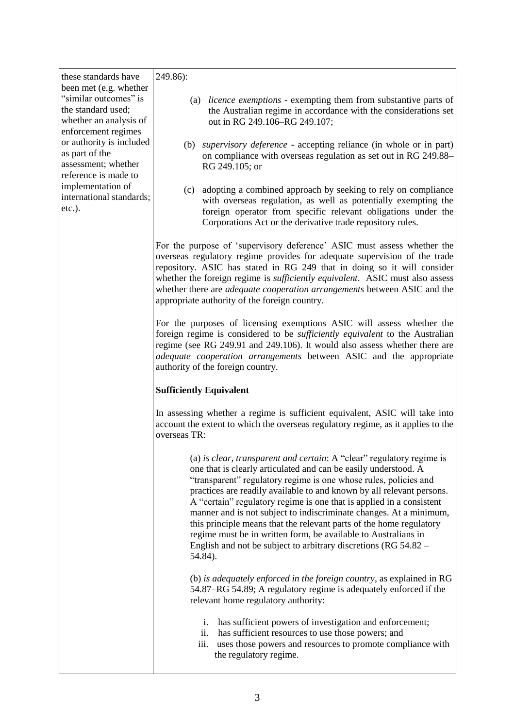| | |
|---|---|
| these standards have been met (e.g. whether "similar outcomes" is the standard used; whether an analysis of enforcement regimes or authority is included as part of the assessment; whether reference is made to implementation of international standards; etc.). | 249.86):<br><br>(a) *licence exemptions* - exempting them from substantive parts of the Australian regime in accordance with the considerations set out in RG 249.106–RG 249.107;<br><br>(b) *supervisory deference* - accepting reliance (in whole or in part) on compliance with overseas regulation as set out in RG 249.88–RG 249.105; or<br><br>(c) adopting a combined approach by seeking to rely on compliance with overseas regulation, as well as potentially exempting the foreign operator from specific relevant obligations under the Corporations Act or the derivative trade repository rules.<br><br>For the purpose of 'supervisory deference' ASIC must assess whether the overseas regulatory regime provides for adequate supervision of the trade repository. ASIC has stated in RG 249 that in doing so it will consider whether the foreign regime is *sufficiently equivalent*. ASIC must also assess whether there are *adequate cooperation arrangements* between ASIC and the appropriate authority of the foreign country.<br><br>For the purposes of licensing exemptions ASIC will assess whether the foreign regime is considered to be *sufficiently equivalent* to the Australian regime (see RG 249.91 and 249.106). It would also assess whether there are *adequate cooperation arrangements* between ASIC and the appropriate authority of the foreign country.<br><br>**Sufficiently Equivalent**<br><br>In assessing whether a regime is sufficient equivalent, ASIC will take into account the extent to which the overseas regulatory regime, as it applies to the overseas TR:<br><br>(a) *is clear, transparent and certain*: A "clear" regulatory regime is one that is clearly articulated and can be easily understood. A "transparent" regulatory regime is one whose rules, policies and practices are readily available to and known by all relevant persons. A "certain" regulatory regime is one that is applied in a consistent manner and is not subject to indiscriminate changes. At a minimum, this principle means that the relevant parts of the home regulatory regime must be in written form, be available to Australians in English and not be subject to arbitrary discretions (RG 54.82 – 54.84).<br><br>(b) *is adequately enforced in the foreign country*, as explained in RG 54.87–RG 54.89; A regulatory regime is adequately enforced if the relevant home regulatory authority:<br><br>i. has sufficient powers of investigation and enforcement;<br>ii. has sufficient resources to use those powers; and<br>iii. uses those powers and resources to promote compliance with the regulatory regime. |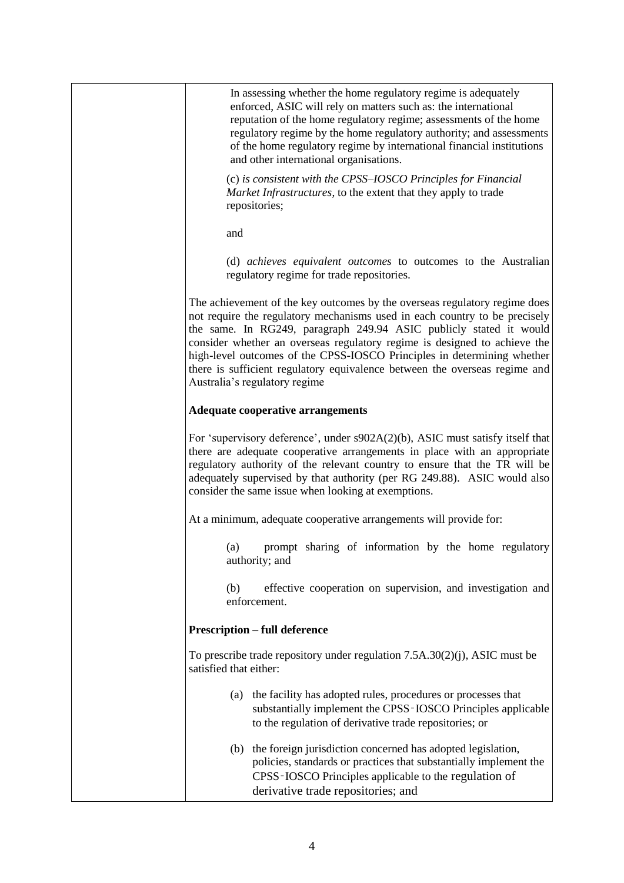| | In assessing whether the home regulatory regime is adequately enforced, ASIC will rely on matters such as: the international reputation of the home regulatory regime; assessments of the home regulatory regime by the home regulatory authority; and assessments of the home regulatory regime by international financial institutions and other international organisations.<br><br>(c) *is consistent with the CPSS–IOSCO Principles for Financial Market Infrastructures*, to the extent that they apply to trade repositories;<br><br>and<br><br>(d) *achieves equivalent outcomes* to outcomes to the Australian regulatory regime for trade repositories.<br><br>The achievement of the key outcomes by the overseas regulatory regime does not require the regulatory mechanisms used in each country to be precisely the same. In RG249, paragraph 249.94 ASIC publicly stated it would consider whether an overseas regulatory regime is designed to achieve the high-level outcomes of the CPSS-IOSCO Principles in determining whether there is sufficient regulatory equivalence between the overseas regime and Australia's regulatory regime<br><br>**Adequate cooperative arrangements**<br><br>For 'supervisory deference', under s902A(2)(b), ASIC must satisfy itself that there are adequate cooperative arrangements in place with an appropriate regulatory authority of the relevant country to ensure that the TR will be adequately supervised by that authority (per RG 249.88). ASIC would also consider the same issue when looking at exemptions.<br><br>At a minimum, adequate cooperative arrangements will provide for:<br><br>(a) prompt sharing of information by the home regulatory authority; and<br><br>(b) effective cooperation on supervision, and investigation and enforcement.<br><br>**Prescription – full deference**<br><br>To prescribe trade repository under regulation 7.5A.30(2)(j), ASIC must be satisfied that either:<br><br>(a) the facility has adopted rules, procedures or processes that substantially implement the CPSS‑IOSCO Principles applicable to the regulation of derivative trade repositories; or<br><br>(b) the foreign jurisdiction concerned has adopted legislation, policies, standards or practices that substantially implement the CPSS‑IOSCO Principles applicable to the regulation of derivative trade repositories; and |
|---|---|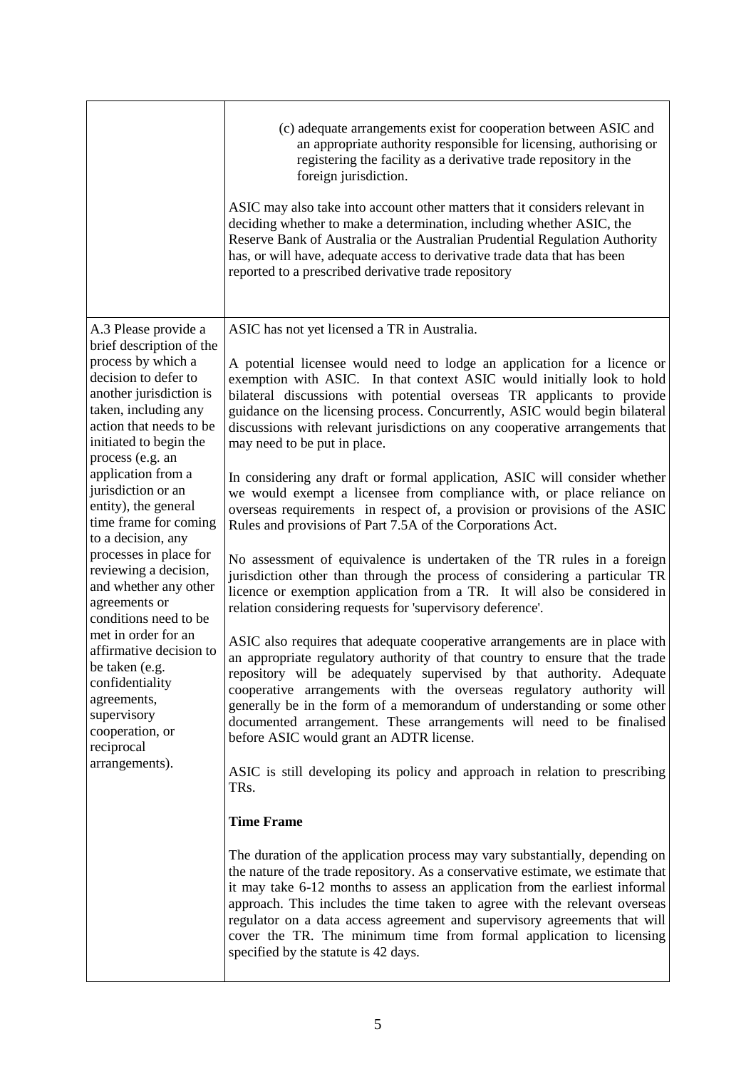| | |
|---|---|
| | (c) adequate arrangements exist for cooperation between ASIC and an appropriate authority responsible for licensing, authorising or registering the facility as a derivative trade repository in the foreign jurisdiction.<br><br>ASIC may also take into account other matters that it considers relevant in deciding whether to make a determination, including whether ASIC, the Reserve Bank of Australia or the Australian Prudential Regulation Authority has, or will have, adequate access to derivative trade data that has been reported to a prescribed derivative trade repository |
| A.3 Please provide a brief description of the process by which a decision to defer to another jurisdiction is taken, including any action that needs to be initiated to begin the process (e.g. an application from a jurisdiction or an entity), the general time frame for coming to a decision, any processes in place for reviewing a decision, and whether any other agreements or conditions need to be met in order for an affirmative decision to be taken (e.g. confidentiality agreements, supervisory cooperation, or reciprocal arrangements). | ASIC has not yet licensed a TR in Australia.<br><br>A potential licensee would need to lodge an application for a licence or exemption with ASIC. In that context ASIC would initially look to hold bilateral discussions with potential overseas TR applicants to provide guidance on the licensing process. Concurrently, ASIC would begin bilateral discussions with relevant jurisdictions on any cooperative arrangements that may need to be put in place.<br><br>In considering any draft or formal application, ASIC will consider whether we would exempt a licensee from compliance with, or place reliance on overseas requirements in respect of, a provision or provisions of the ASIC Rules and provisions of Part 7.5A of the Corporations Act.<br><br>No assessment of equivalence is undertaken of the TR rules in a foreign jurisdiction other than through the process of considering a particular TR licence or exemption application from a TR. It will also be considered in relation considering requests for 'supervisory deference'.<br><br>ASIC also requires that adequate cooperative arrangements are in place with an appropriate regulatory authority of that country to ensure that the trade repository will be adequately supervised by that authority. Adequate cooperative arrangements with the overseas regulatory authority will generally be in the form of a memorandum of understanding or some other documented arrangement. These arrangements will need to be finalised before ASIC would grant an ADTR license.<br><br>ASIC is still developing its policy and approach in relation to prescribing TRs.<br><br>**Time Frame**<br><br>The duration of the application process may vary substantially, depending on the nature of the trade repository. As a conservative estimate, we estimate that it may take 6-12 months to assess an application from the earliest informal approach. This includes the time taken to agree with the relevant overseas regulator on a data access agreement and supervisory agreements that will cover the TR. The minimum time from formal application to licensing specified by the statute is 42 days. |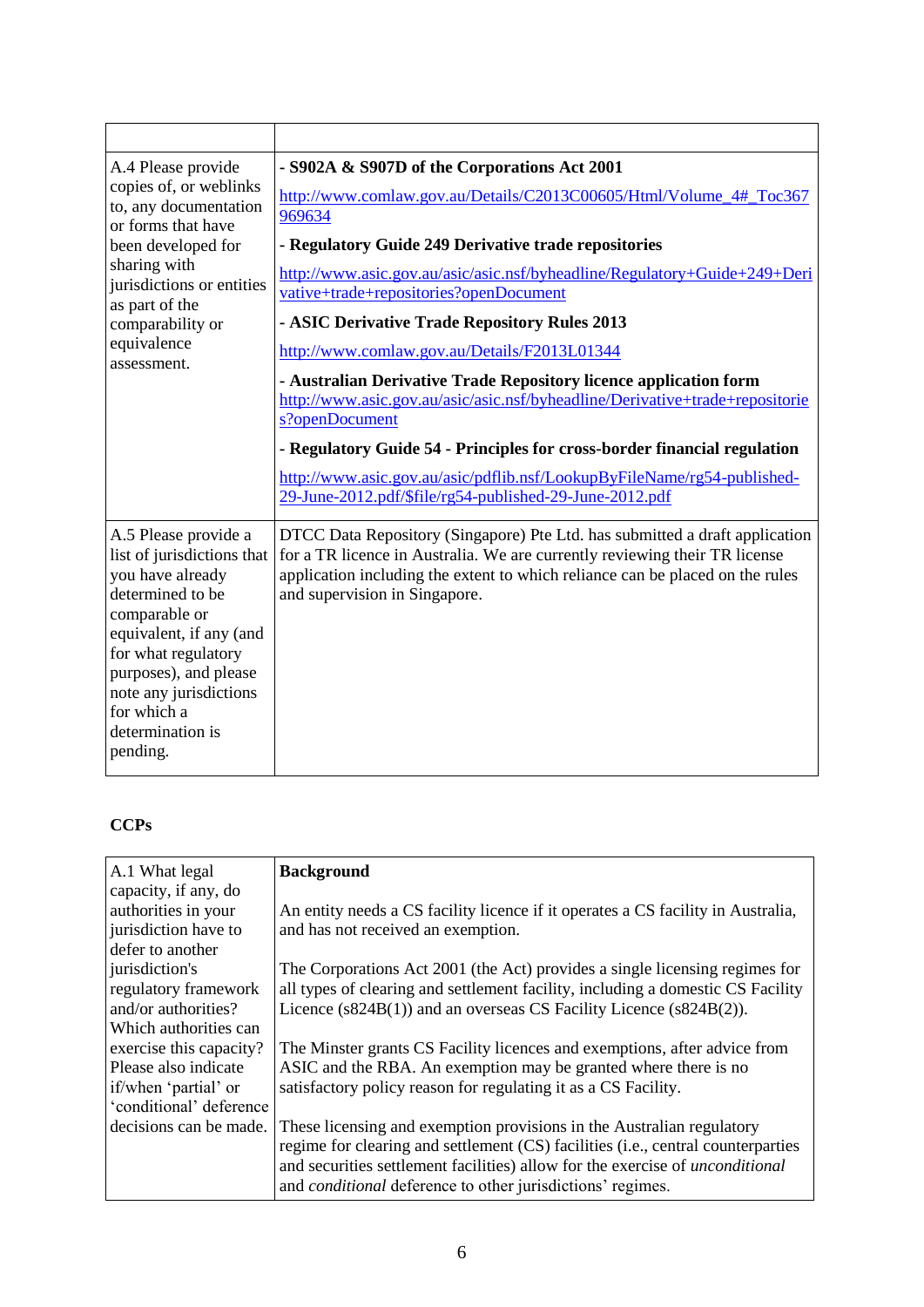| | |
|---|---|
| A.4 Please provide copies of, or weblinks to, any documentation or forms that have been developed for sharing with jurisdictions or entities as part of the comparability or equivalence assessment. | **- S902A & S907D of the Corporations Act 2001**<br>http://www.comlaw.gov.au/Details/C2013C00605/Html/Volume_4#_Toc367969634<br>**- Regulatory Guide 249 Derivative trade repositories**<br>http://www.asic.gov.au/asic/asic.nsf/byheadline/Regulatory+Guide+249+Derivative+trade+repositories?openDocument<br>**- ASIC Derivative Trade Repository Rules 2013**<br>http://www.comlaw.gov.au/Details/F2013L01344<br>**- Australian Derivative Trade Repository licence application form**<br>http://www.asic.gov.au/asic/asic.nsf/byheadline/Derivative+trade+repositories?openDocument<br>**- Regulatory Guide 54 - Principles for cross-border financial regulation**<br>http://www.asic.gov.au/asic/pdflib.nsf/LookupByFileName/rg54-published-29-June-2012.pdf/$file/rg54-published-29-June-2012.pdf |
| A.5 Please provide a list of jurisdictions that you have already determined to be comparable or equivalent, if any (and for what regulatory purposes), and please note any jurisdictions for which a determination is pending. | DTCC Data Repository (Singapore) Pte Ltd. has submitted a draft application for a TR licence in Australia. We are currently reviewing their TR license application including the extent to which reliance can be placed on the rules and supervision in Singapore. |

**CCPs**

| | |
|---|---|
| A.1 What legal capacity, if any, do authorities in your jurisdiction have to defer to another jurisdiction's regulatory framework and/or authorities? Which authorities can exercise this capacity? Please also indicate if/when 'partial' or 'conditional' deference decisions can be made. | **Background**<br><br>An entity needs a CS facility licence if it operates a CS facility in Australia, and has not received an exemption.<br><br>The Corporations Act 2001 (the Act) provides a single licensing regimes for all types of clearing and settlement facility, including a domestic CS Facility Licence (s824B(1)) and an overseas CS Facility Licence (s824B(2)).<br><br>The Minster grants CS Facility licences and exemptions, after advice from ASIC and the RBA. An exemption may be granted where there is no satisfactory policy reason for regulating it as a CS Facility.<br><br>These licensing and exemption provisions in the Australian regulatory regime for clearing and settlement (CS) facilities (i.e., central counterparties and securities settlement facilities) allow for the exercise of *unconditional* and *conditional* deference to other jurisdictions' regimes. |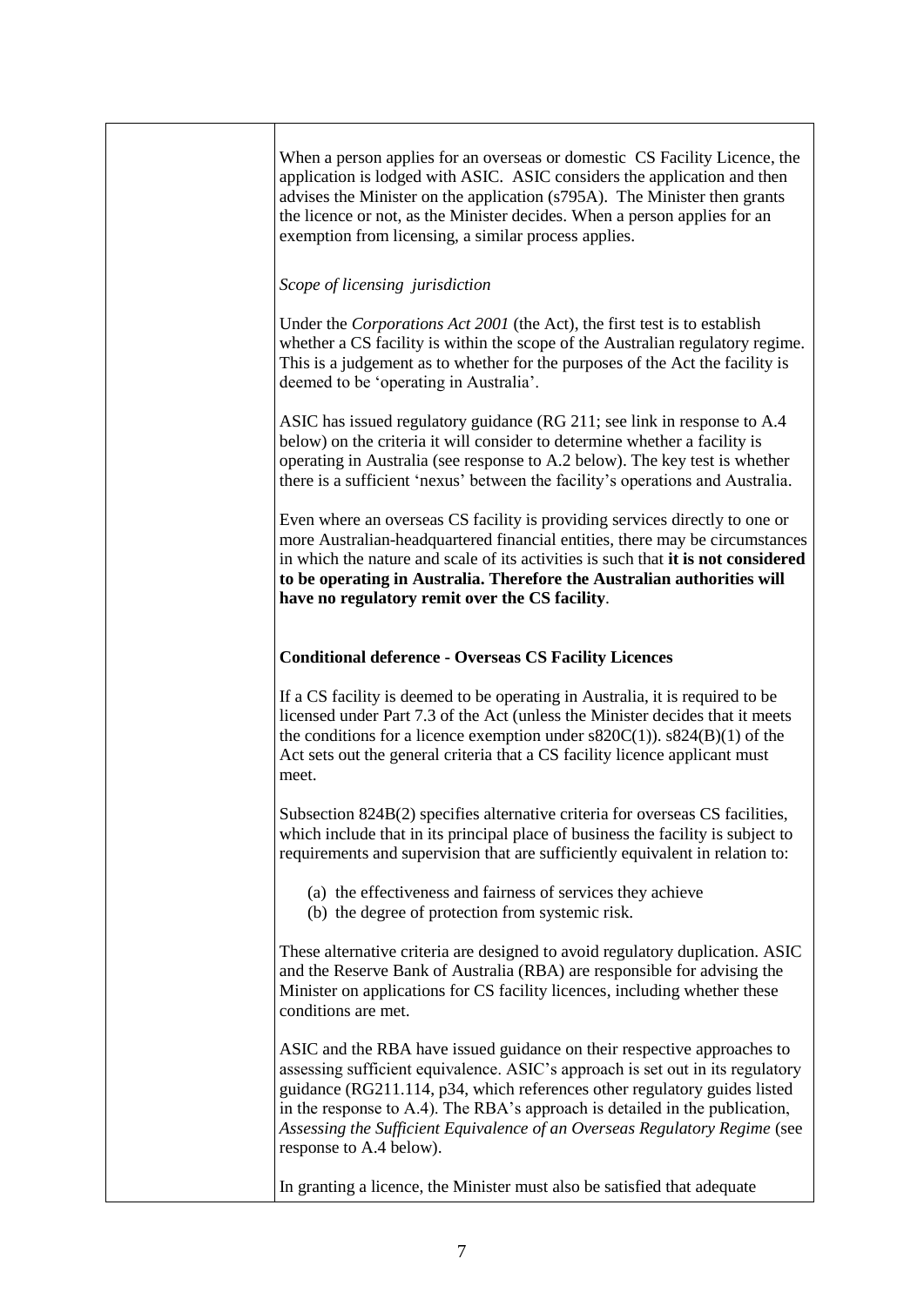When a person applies for an overseas or domestic CS Facility Licence, the application is lodged with ASIC. ASIC considers the application and then advises the Minister on the application (s795A). The Minister then grants the licence or not, as the Minister decides. When a person applies for an exemption from licensing, a similar process applies.

*Scope of licensing jurisdiction*

Under the *Corporations Act 2001* (the Act), the first test is to establish whether a CS facility is within the scope of the Australian regulatory regime. This is a judgement as to whether for the purposes of the Act the facility is deemed to be 'operating in Australia'.

ASIC has issued regulatory guidance (RG 211; see link in response to A.4 below) on the criteria it will consider to determine whether a facility is operating in Australia (see response to A.2 below). The key test is whether there is a sufficient 'nexus' between the facility's operations and Australia.

Even where an overseas CS facility is providing services directly to one or more Australian-headquartered financial entities, there may be circumstances in which the nature and scale of its activities is such that **it is not considered to be operating in Australia. Therefore the Australian authorities will have no regulatory remit over the CS facility**.

**Conditional deference - Overseas CS Facility Licences**

If a CS facility is deemed to be operating in Australia, it is required to be licensed under Part 7.3 of the Act (unless the Minister decides that it meets the conditions for a licence exemption under s820C(1)). s824(B)(1) of the Act sets out the general criteria that a CS facility licence applicant must meet.

Subsection 824B(2) specifies alternative criteria for overseas CS facilities, which include that in its principal place of business the facility is subject to requirements and supervision that are sufficiently equivalent in relation to:

(a) the effectiveness and fairness of services they achieve
(b) the degree of protection from systemic risk.

These alternative criteria are designed to avoid regulatory duplication. ASIC and the Reserve Bank of Australia (RBA) are responsible for advising the Minister on applications for CS facility licences, including whether these conditions are met.

ASIC and the RBA have issued guidance on their respective approaches to assessing sufficient equivalence. ASIC's approach is set out in its regulatory guidance (RG211.114, p34, which references other regulatory guides listed in the response to A.4). The RBA's approach is detailed in the publication, *Assessing the Sufficient Equivalence of an Overseas Regulatory Regime* (see response to A.4 below).

In granting a licence, the Minister must also be satisfied that adequate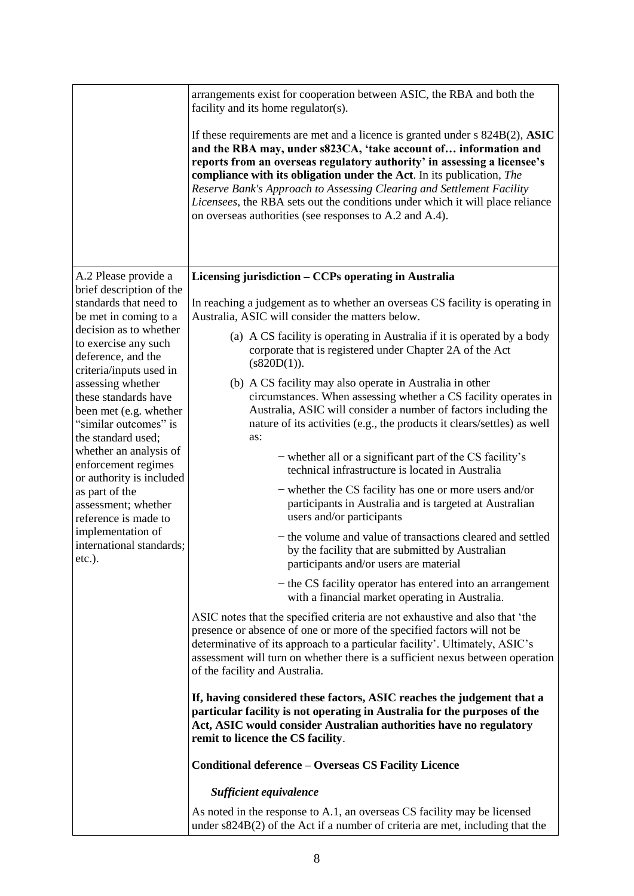| | |
|---|---|
| | arrangements exist for cooperation between ASIC, the RBA and both the facility and its home regulator(s).<br><br>If these requirements are met and a licence is granted under s 824B(2), **ASIC and the RBA may, under s823CA, 'take account of… information and reports from an overseas regulatory authority' in assessing a licensee's compliance with its obligation under the Act**. In its publication, *The Reserve Bank's Approach to Assessing Clearing and Settlement Facility Licensees*, the RBA sets out the conditions under which it will place reliance on overseas authorities (see responses to A.2 and A.4). |
| A.2 Please provide a brief description of the standards that need to be met in coming to a decision as to whether to exercise any such deference, and the criteria/inputs used in assessing whether these standards have been met (e.g. whether "similar outcomes" is the standard used; whether an analysis of enforcement regimes or authority is included as part of the assessment; whether reference is made to implementation of international standards; etc.). | **Licensing jurisdiction – CCPs operating in Australia**<br><br>In reaching a judgement as to whether an overseas CS facility is operating in Australia, ASIC will consider the matters below.<br><br>(a) A CS facility is operating in Australia if it is operated by a body corporate that is registered under Chapter 2A of the Act (s820D(1)).<br><br>(b) A CS facility may also operate in Australia in other circumstances. When assessing whether a CS facility operates in Australia, ASIC will consider a number of factors including the nature of its activities (e.g., the products it clears/settles) as well as:<br><br>− whether all or a significant part of the CS facility's technical infrastructure is located in Australia<br><br>− whether the CS facility has one or more users and/or participants in Australia and is targeted at Australian users and/or participants<br><br>− the volume and value of transactions cleared and settled by the facility that are submitted by Australian participants and/or users are material<br><br>− the CS facility operator has entered into an arrangement with a financial market operating in Australia.<br><br>ASIC notes that the specified criteria are not exhaustive and also that 'the presence or absence of one or more of the specified factors will not be determinative of its approach to a particular facility'. Ultimately, ASIC's assessment will turn on whether there is a sufficient nexus between operation of the facility and Australia.<br><br>**If, having considered these factors, ASIC reaches the judgement that a particular facility is not operating in Australia for the purposes of the Act, ASIC would consider Australian authorities have no regulatory remit to licence the CS facility**.<br><br>**Conditional deference – Overseas CS Facility Licence**<br><br>***Sufficient equivalence***<br><br>As noted in the response to A.1, an overseas CS facility may be licensed under s824B(2) of the Act if a number of criteria are met, including that the |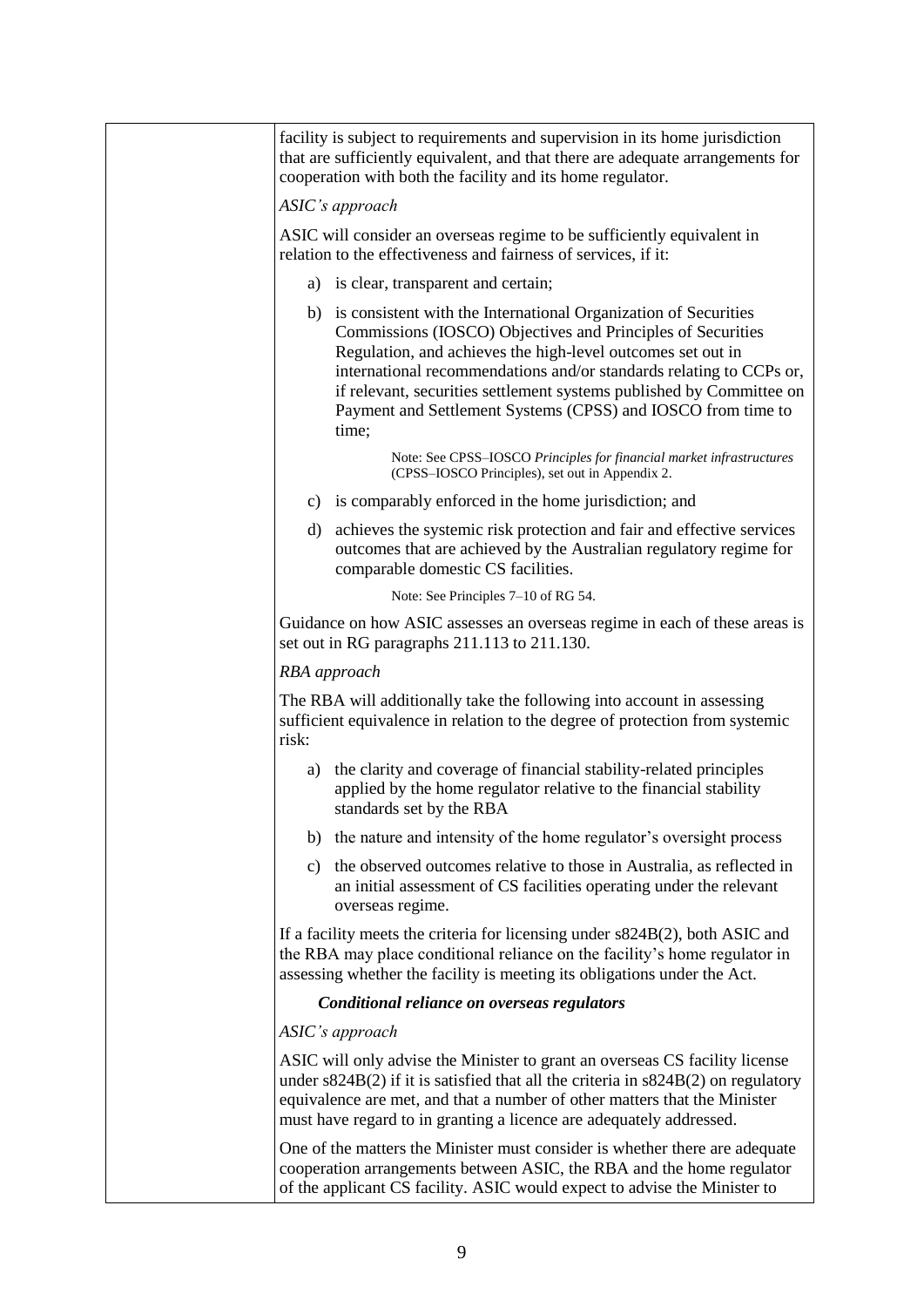facility is subject to requirements and supervision in its home jurisdiction that are sufficiently equivalent, and that there are adequate arrangements for cooperation with both the facility and its home regulator.

*ASIC's approach*

ASIC will consider an overseas regime to be sufficiently equivalent in relation to the effectiveness and fairness of services, if it:

a) is clear, transparent and certain;

b) is consistent with the International Organization of Securities Commissions (IOSCO) Objectives and Principles of Securities Regulation, and achieves the high-level outcomes set out in international recommendations and/or standards relating to CCPs or, if relevant, securities settlement systems published by Committee on Payment and Settlement Systems (CPSS) and IOSCO from time to time;

> Note: See CPSS–IOSCO *Principles for financial market infrastructures* (CPSS–IOSCO Principles), set out in Appendix 2.

c) is comparably enforced in the home jurisdiction; and

d) achieves the systemic risk protection and fair and effective services outcomes that are achieved by the Australian regulatory regime for comparable domestic CS facilities.

> Note: See Principles 7–10 of RG 54.

Guidance on how ASIC assesses an overseas regime in each of these areas is set out in RG paragraphs 211.113 to 211.130.

*RBA approach*

The RBA will additionally take the following into account in assessing sufficient equivalence in relation to the degree of protection from systemic risk:

a) the clarity and coverage of financial stability-related principles applied by the home regulator relative to the financial stability standards set by the RBA

b) the nature and intensity of the home regulator's oversight process

c) the observed outcomes relative to those in Australia, as reflected in an initial assessment of CS facilities operating under the relevant overseas regime.

If a facility meets the criteria for licensing under s824B(2), both ASIC and the RBA may place conditional reliance on the facility's home regulator in assessing whether the facility is meeting its obligations under the Act.

***Conditional reliance on overseas regulators***

*ASIC's approach*

ASIC will only advise the Minister to grant an overseas CS facility license under s824B(2) if it is satisfied that all the criteria in s824B(2) on regulatory equivalence are met, and that a number of other matters that the Minister must have regard to in granting a licence are adequately addressed.

One of the matters the Minister must consider is whether there are adequate cooperation arrangements between ASIC, the RBA and the home regulator of the applicant CS facility. ASIC would expect to advise the Minister to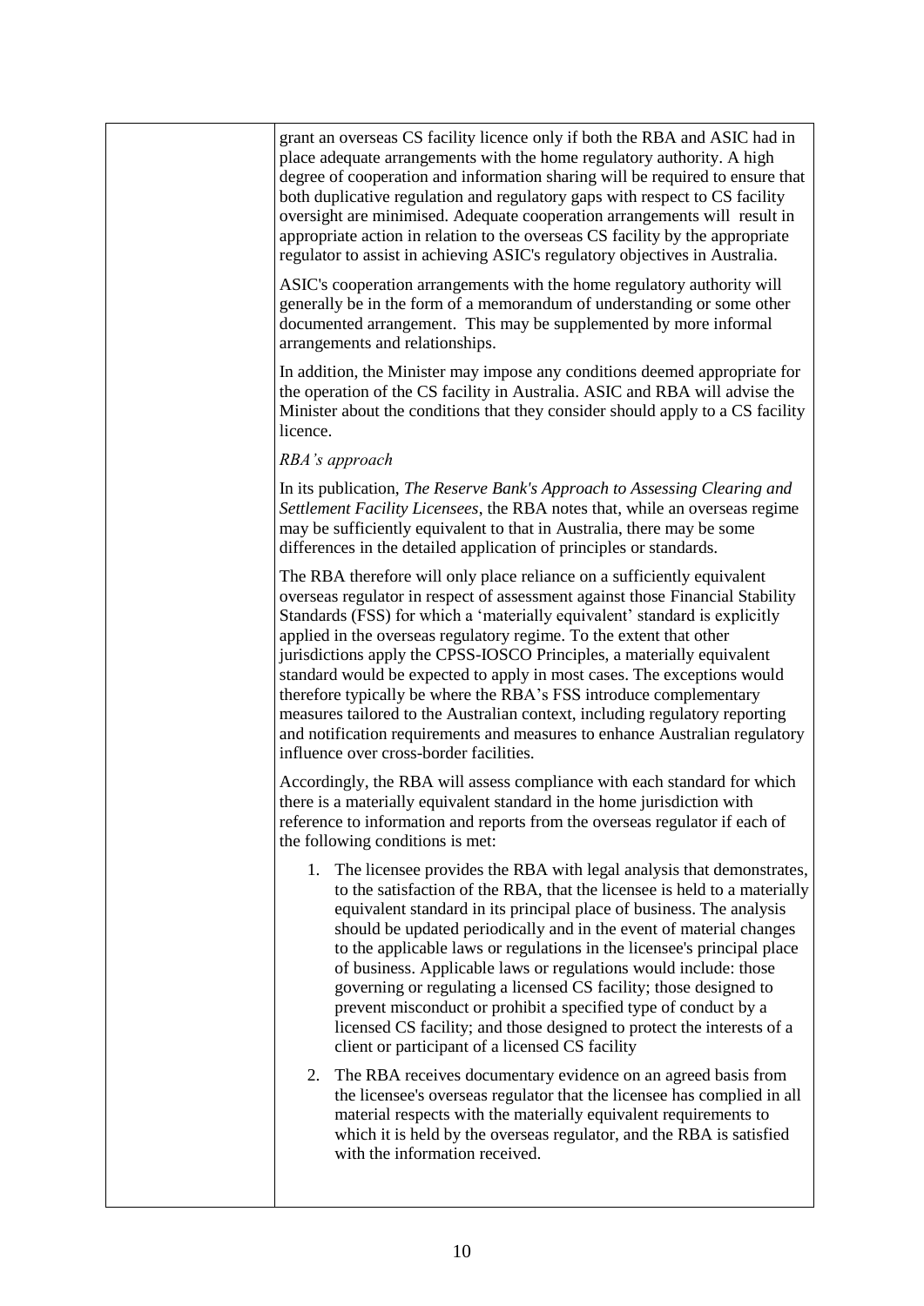| | grant an overseas CS facility licence only if both the RBA and ASIC had in place adequate arrangements with the home regulatory authority. A high degree of cooperation and information sharing will be required to ensure that both duplicative regulation and regulatory gaps with respect to CS facility oversight are minimised. Adequate cooperation arrangements will result in appropriate action in relation to the overseas CS facility by the appropriate regulator to assist in achieving ASIC's regulatory objectives in Australia.<br><br>ASIC's cooperation arrangements with the home regulatory authority will generally be in the form of a memorandum of understanding or some other documented arrangement. This may be supplemented by more informal arrangements and relationships.<br><br>In addition, the Minister may impose any conditions deemed appropriate for the operation of the CS facility in Australia. ASIC and RBA will advise the Minister about the conditions that they consider should apply to a CS facility licence.<br><br>*RBA's approach*<br><br>In its publication, *The Reserve Bank's Approach to Assessing Clearing and Settlement Facility Licensees*, the RBA notes that, while an overseas regime may be sufficiently equivalent to that in Australia, there may be some differences in the detailed application of principles or standards.<br><br>The RBA therefore will only place reliance on a sufficiently equivalent overseas regulator in respect of assessment against those Financial Stability Standards (FSS) for which a 'materially equivalent' standard is explicitly applied in the overseas regulatory regime. To the extent that other jurisdictions apply the CPSS-IOSCO Principles, a materially equivalent standard would be expected to apply in most cases. The exceptions would therefore typically be where the RBA's FSS introduce complementary measures tailored to the Australian context, including regulatory reporting and notification requirements and measures to enhance Australian regulatory influence over cross-border facilities.<br><br>Accordingly, the RBA will assess compliance with each standard for which there is a materially equivalent standard in the home jurisdiction with reference to information and reports from the overseas regulator if each of the following conditions is met:<br><br>1. The licensee provides the RBA with legal analysis that demonstrates, to the satisfaction of the RBA, that the licensee is held to a materially equivalent standard in its principal place of business. The analysis should be updated periodically and in the event of material changes to the applicable laws or regulations in the licensee's principal place of business. Applicable laws or regulations would include: those governing or regulating a licensed CS facility; those designed to prevent misconduct or prohibit a specified type of conduct by a licensed CS facility; and those designed to protect the interests of a client or participant of a licensed CS facility<br><br>2. The RBA receives documentary evidence on an agreed basis from the licensee's overseas regulator that the licensee has complied in all material respects with the materially equivalent requirements to which it is held by the overseas regulator, and the RBA is satisfied with the information received. |
|---|---|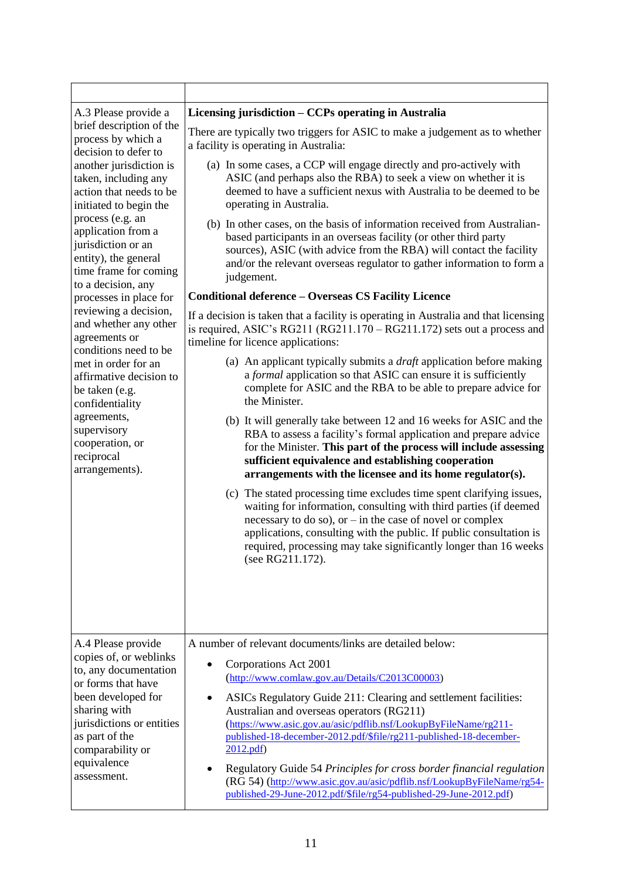| | |
|---|---|
| A.3 Please provide a brief description of the process by which a decision to defer to another jurisdiction is taken, including any action that needs to be initiated to begin the process (e.g. an application from a jurisdiction or an entity), the general time frame for coming to a decision, any processes in place for reviewing a decision, and whether any other agreements or conditions need to be met in order for an affirmative decision to be taken (e.g. confidentiality agreements, supervisory cooperation, or reciprocal arrangements). | **Licensing jurisdiction – CCPs operating in Australia**<br><br>There are typically two triggers for ASIC to make a judgement as to whether a facility is operating in Australia:<br><br>(a) In some cases, a CCP will engage directly and pro-actively with ASIC (and perhaps also the RBA) to seek a view on whether it is deemed to have a sufficient nexus with Australia to be deemed to be operating in Australia.<br><br>(b) In other cases, on the basis of information received from Australian-based participants in an overseas facility (or other third party sources), ASIC (with advice from the RBA) will contact the facility and/or the relevant overseas regulator to gather information to form a judgement.<br><br>**Conditional deference – Overseas CS Facility Licence**<br><br>If a decision is taken that a facility is operating in Australia and that licensing is required, ASIC's RG211 (RG211.170 – RG211.172) sets out a process and timeline for licence applications:<br><br>(a) An applicant typically submits a *draft* application before making a *formal* application so that ASIC can ensure it is sufficiently complete for ASIC and the RBA to be able to prepare advice for the Minister.<br><br>(b) It will generally take between 12 and 16 weeks for ASIC and the RBA to assess a facility's formal application and prepare advice for the Minister. **This part of the process will include assessing sufficient equivalence and establishing cooperation arrangements with the licensee and its home regulator(s).**<br><br>(c) The stated processing time excludes time spent clarifying issues, waiting for information, consulting with third parties (if deemed necessary to do so), or – in the case of novel or complex applications, consulting with the public. If public consultation is required, processing may take significantly longer than 16 weeks (see RG211.172). |
| A.4 Please provide copies of, or weblinks to, any documentation or forms that have been developed for sharing with jurisdictions or entities as part of the comparability or equivalence assessment. | A number of relevant documents/links are detailed below:<br><br>• Corporations Act 2001 (http://www.comlaw.gov.au/Details/C2013C00003)<br><br>• ASICs Regulatory Guide 211: Clearing and settlement facilities: Australian and overseas operators (RG211) (https://www.asic.gov.au/asic/pdflib.nsf/LookupByFileName/rg211-published-18-december-2012.pdf/$file/rg211-published-18-december-2012.pdf)<br><br>• Regulatory Guide 54 *Principles for cross border financial regulation* (RG 54) (http://www.asic.gov.au/asic/pdflib.nsf/LookupByFileName/rg54-published-29-June-2012.pdf/$file/rg54-published-29-June-2012.pdf) |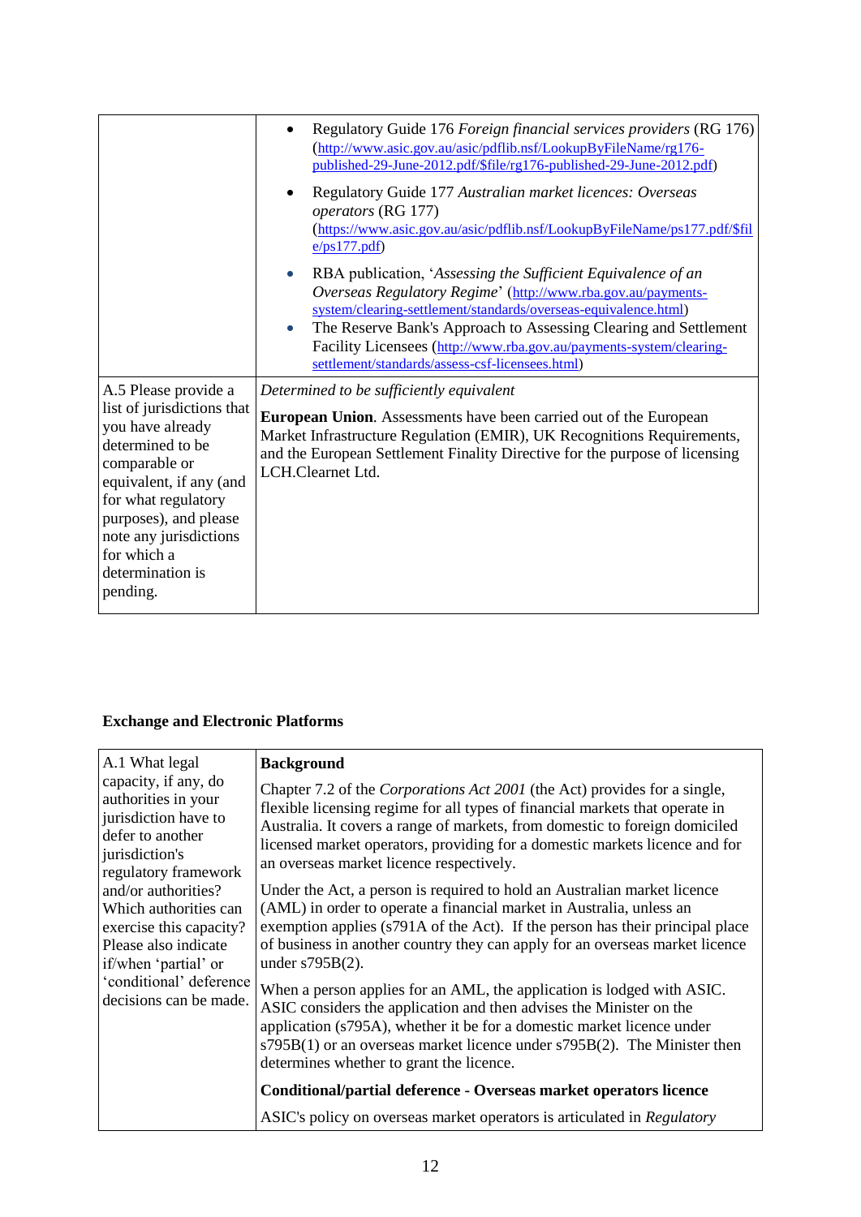| | |
|---|---|
| | • Regulatory Guide 176 *Foreign financial services providers* (RG 176) (http://www.asic.gov.au/asic/pdflib.nsf/LookupByFileName/rg176-published-29-June-2012.pdf/$file/rg176-published-29-June-2012.pdf)<br><br>• Regulatory Guide 177 *Australian market licences: Overseas operators* (RG 177) (https://www.asic.gov.au/asic/pdflib.nsf/LookupByFileName/ps177.pdf/$file/ps177.pdf)<br><br>• RBA publication, '*Assessing the Sufficient Equivalence of an Overseas Regulatory Regime*' (http://www.rba.gov.au/payments-system/clearing-settlement/standards/overseas-equivalence.html)<br>• The Reserve Bank's Approach to Assessing Clearing and Settlement Facility Licensees (http://www.rba.gov.au/payments-system/clearing-settlement/standards/assess-csf-licensees.html) |
| A.5 Please provide a list of jurisdictions that you have already determined to be comparable or equivalent, if any (and for what regulatory purposes), and please note any jurisdictions for which a determination is pending. | *Determined to be sufficiently equivalent*<br><br>**European Union**. Assessments have been carried out of the European Market Infrastructure Regulation (EMIR), UK Recognitions Requirements, and the European Settlement Finality Directive for the purpose of licensing LCH.Clearnet Ltd. |

**Exchange and Electronic Platforms**

| | |
|---|---|
| A.1 What legal capacity, if any, do authorities in your jurisdiction have to defer to another jurisdiction's regulatory framework and/or authorities? Which authorities can exercise this capacity? Please also indicate if/when 'partial' or 'conditional' deference decisions can be made. | **Background**<br><br>Chapter 7.2 of the *Corporations Act 2001* (the Act) provides for a single, flexible licensing regime for all types of financial markets that operate in Australia. It covers a range of markets, from domestic to foreign domiciled licensed market operators, providing for a domestic markets licence and for an overseas market licence respectively.<br><br>Under the Act, a person is required to hold an Australian market licence (AML) in order to operate a financial market in Australia, unless an exemption applies (s791A of the Act). If the person has their principal place of business in another country they can apply for an overseas market licence under s795B(2).<br><br>When a person applies for an AML, the application is lodged with ASIC. ASIC considers the application and then advises the Minister on the application (s795A), whether it be for a domestic market licence under s795B(1) or an overseas market licence under s795B(2). The Minister then determines whether to grant the licence.<br><br>**Conditional/partial deference - Overseas market operators licence**<br><br>ASIC's policy on overseas market operators is articulated in *Regulatory* |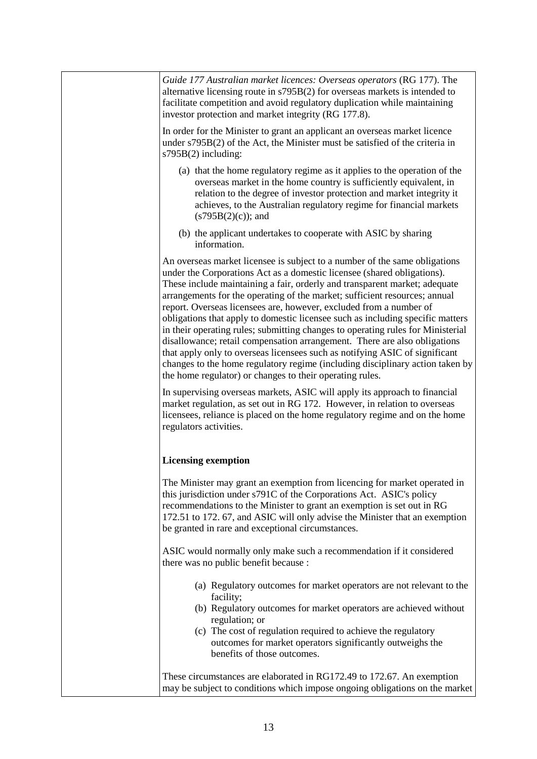| | *Guide 177 Australian market licences: Overseas operators* (RG 177). The alternative licensing route in s795B(2) for overseas markets is intended to facilitate competition and avoid regulatory duplication while maintaining investor protection and market integrity (RG 177.8).<br><br>In order for the Minister to grant an applicant an overseas market licence under s795B(2) of the Act, the Minister must be satisfied of the criteria in s795B(2) including:<br><br>(a) that the home regulatory regime as it applies to the operation of the overseas market in the home country is sufficiently equivalent, in relation to the degree of investor protection and market integrity it achieves, to the Australian regulatory regime for financial markets (s795B(2)(c)); and<br><br>(b) the applicant undertakes to cooperate with ASIC by sharing information.<br><br>An overseas market licensee is subject to a number of the same obligations under the Corporations Act as a domestic licensee (shared obligations). These include maintaining a fair, orderly and transparent market; adequate arrangements for the operating of the market; sufficient resources; annual report. Overseas licensees are, however, excluded from a number of obligations that apply to domestic licensee such as including specific matters in their operating rules; submitting changes to operating rules for Ministerial disallowance; retail compensation arrangement. There are also obligations that apply only to overseas licensees such as notifying ASIC of significant changes to the home regulatory regime (including disciplinary action taken by the home regulator) or changes to their operating rules.<br><br>In supervising overseas markets, ASIC will apply its approach to financial market regulation, as set out in RG 172. However, in relation to overseas licensees, reliance is placed on the home regulatory regime and on the home regulators activities.<br><br>**Licensing exemption**<br><br>The Minister may grant an exemption from licencing for market operated in this jurisdiction under s791C of the Corporations Act. ASIC's policy recommendations to the Minister to grant an exemption is set out in RG 172.51 to 172. 67, and ASIC will only advise the Minister that an exemption be granted in rare and exceptional circumstances.<br><br>ASIC would normally only make such a recommendation if it considered there was no public benefit because :<br><br>(a) Regulatory outcomes for market operators are not relevant to the facility;<br>(b) Regulatory outcomes for market operators are achieved without regulation; or<br>(c) The cost of regulation required to achieve the regulatory outcomes for market operators significantly outweighs the benefits of those outcomes.<br><br>These circumstances are elaborated in RG172.49 to 172.67. An exemption may be subject to conditions which impose ongoing obligations on the market |
|---|---|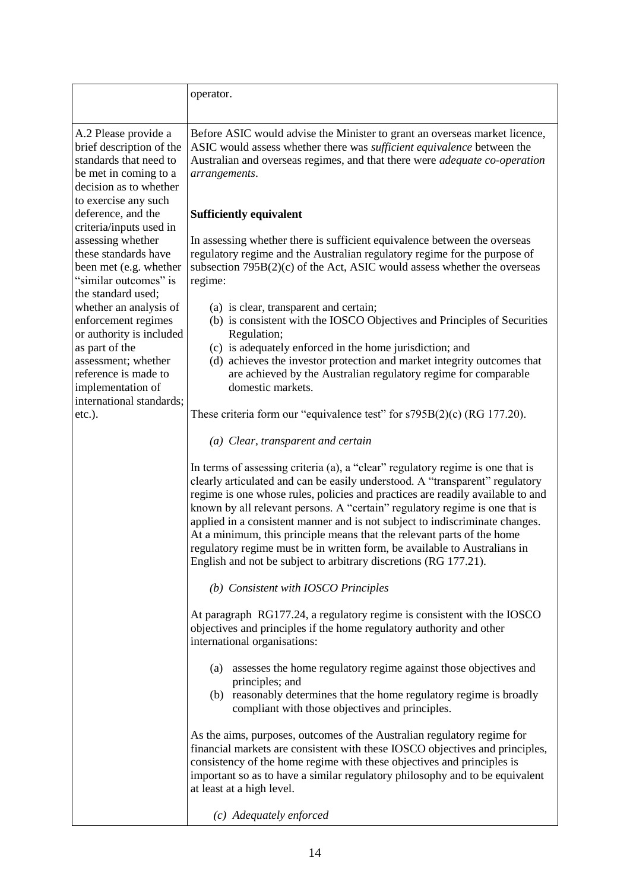| | |
|---|---|
| | operator. |
| A.2 Please provide a brief description of the standards that need to be met in coming to a decision as to whether to exercise any such deference, and the criteria/inputs used in assessing whether these standards have been met (e.g. whether "similar outcomes" is the standard used; whether an analysis of enforcement regimes or authority is included as part of the assessment; whether reference is made to implementation of international standards; etc.). | Before ASIC would advise the Minister to grant an overseas market licence, ASIC would assess whether there was *sufficient equivalence* between the Australian and overseas regimes, and that there were *adequate co-operation arrangements*.<br><br>**Sufficiently equivalent**<br><br>In assessing whether there is sufficient equivalence between the overseas regulatory regime and the Australian regulatory regime for the purpose of subsection 795B(2)(c) of the Act, ASIC would assess whether the overseas regime:<br><br>(a) is clear, transparent and certain;<br>(b) is consistent with the IOSCO Objectives and Principles of Securities Regulation;<br>(c) is adequately enforced in the home jurisdiction; and<br>(d) achieves the investor protection and market integrity outcomes that are achieved by the Australian regulatory regime for comparable domestic markets.<br><br>These criteria form our "equivalence test" for s795B(2)(c) (RG 177.20).<br><br>*(a) Clear, transparent and certain*<br><br>In terms of assessing criteria (a), a "clear" regulatory regime is one that is clearly articulated and can be easily understood. A "transparent" regulatory regime is one whose rules, policies and practices are readily available to and known by all relevant persons. A "certain" regulatory regime is one that is applied in a consistent manner and is not subject to indiscriminate changes. At a minimum, this principle means that the relevant parts of the home regulatory regime must be in written form, be available to Australians in English and not be subject to arbitrary discretions (RG 177.21).<br><br>*(b) Consistent with IOSCO Principles*<br><br>At paragraph RG177.24, a regulatory regime is consistent with the IOSCO objectives and principles if the home regulatory authority and other international organisations:<br><br>(a) assesses the home regulatory regime against those objectives and principles; and<br>(b) reasonably determines that the home regulatory regime is broadly compliant with those objectives and principles.<br><br>As the aims, purposes, outcomes of the Australian regulatory regime for financial markets are consistent with these IOSCO objectives and principles, consistency of the home regime with these objectives and principles is important so as to have a similar regulatory philosophy and to be equivalent at least at a high level.<br><br>*(c) Adequately enforced* |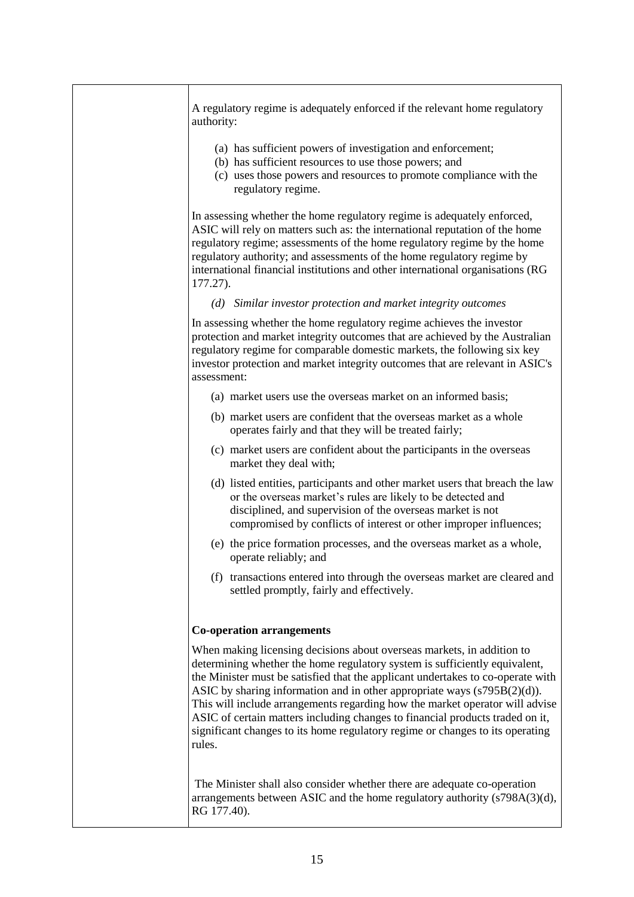| | |
|---|---|
| | A regulatory regime is adequately enforced if the relevant home regulatory authority:<br><br>(a) has sufficient powers of investigation and enforcement;<br>(b) has sufficient resources to use those powers; and<br>(c) uses those powers and resources to promote compliance with the regulatory regime.<br><br>In assessing whether the home regulatory regime is adequately enforced, ASIC will rely on matters such as: the international reputation of the home regulatory regime; assessments of the home regulatory regime by the home regulatory authority; and assessments of the home regulatory regime by international financial institutions and other international organisations (RG 177.27).<br><br>*(d) Similar investor protection and market integrity outcomes*<br><br>In assessing whether the home regulatory regime achieves the investor protection and market integrity outcomes that are achieved by the Australian regulatory regime for comparable domestic markets, the following six key investor protection and market integrity outcomes that are relevant in ASIC's assessment:<br><br>(a) market users use the overseas market on an informed basis;<br><br>(b) market users are confident that the overseas market as a whole operates fairly and that they will be treated fairly;<br><br>(c) market users are confident about the participants in the overseas market they deal with;<br><br>(d) listed entities, participants and other market users that breach the law or the overseas market's rules are likely to be detected and disciplined, and supervision of the overseas market is not compromised by conflicts of interest or other improper influences;<br><br>(e) the price formation processes, and the overseas market as a whole, operate reliably; and<br><br>(f) transactions entered into through the overseas market are cleared and settled promptly, fairly and effectively.<br><br>**Co-operation arrangements**<br><br>When making licensing decisions about overseas markets, in addition to determining whether the home regulatory system is sufficiently equivalent, the Minister must be satisfied that the applicant undertakes to co-operate with ASIC by sharing information and in other appropriate ways (s795B(2)(d)). This will include arrangements regarding how the market operator will advise ASIC of certain matters including changes to financial products traded on it, significant changes to its home regulatory regime or changes to its operating rules.<br><br>The Minister shall also consider whether there are adequate co-operation arrangements between ASIC and the home regulatory authority (s798A(3)(d), RG 177.40). |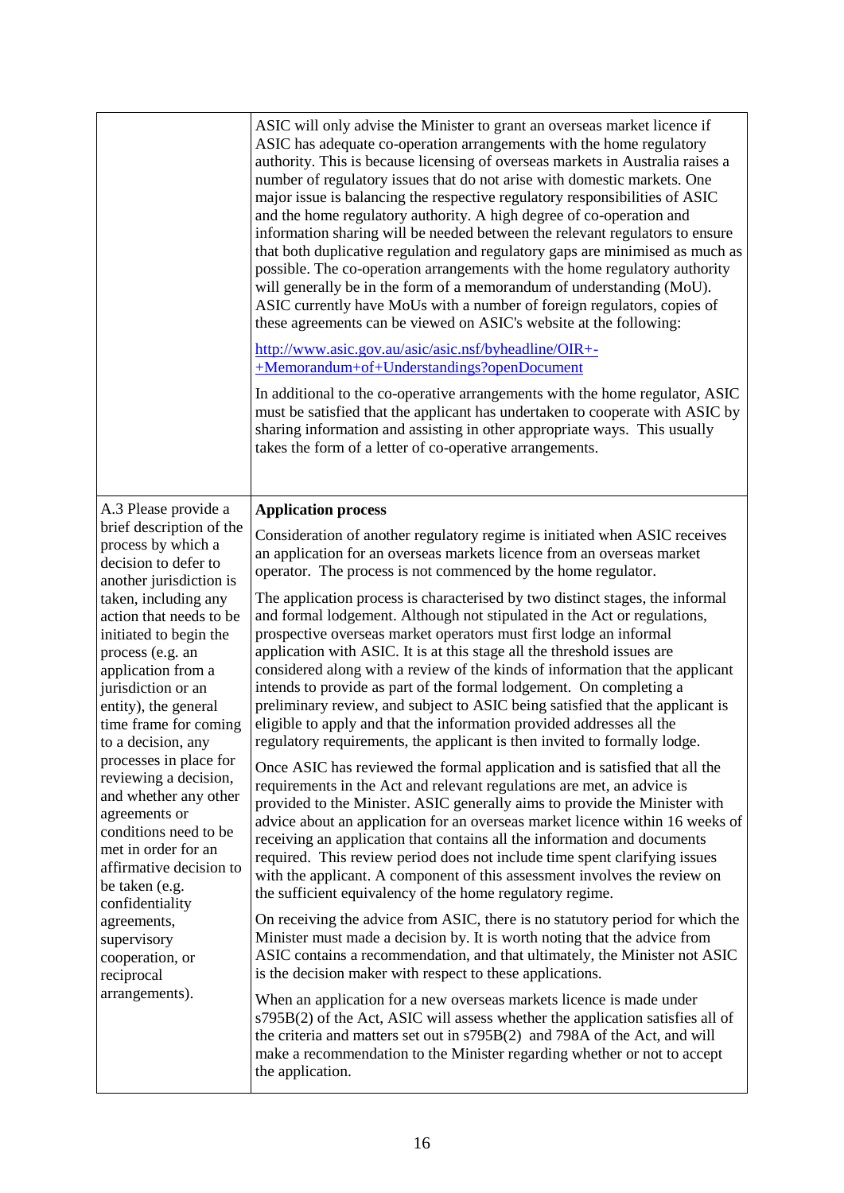| | |
|---|---|
| | ASIC will only advise the Minister to grant an overseas market licence if ASIC has adequate co-operation arrangements with the home regulatory authority. This is because licensing of overseas markets in Australia raises a number of regulatory issues that do not arise with domestic markets. One major issue is balancing the respective regulatory responsibilities of ASIC and the home regulatory authority. A high degree of co-operation and information sharing will be needed between the relevant regulators to ensure that both duplicative regulation and regulatory gaps are minimised as much as possible. The co-operation arrangements with the home regulatory authority will generally be in the form of a memorandum of understanding (MoU). ASIC currently have MoUs with a number of foreign regulators, copies of these agreements can be viewed on ASIC's website at the following:<br><br>http://www.asic.gov.au/asic/asic.nsf/byheadline/OIR+-+Memorandum+of+Understandings?openDocument<br><br>In additional to the co-operative arrangements with the home regulator, ASIC must be satisfied that the applicant has undertaken to cooperate with ASIC by sharing information and assisting in other appropriate ways. This usually takes the form of a letter of co-operative arrangements. |
| A.3 Please provide a brief description of the process by which a decision to defer to another jurisdiction is taken, including any action that needs to be initiated to begin the process (e.g. an application from a jurisdiction or an entity), the general time frame for coming to a decision, any processes in place for reviewing a decision, and whether any other agreements or conditions need to be met in order for an affirmative decision to be taken (e.g. confidentiality agreements, supervisory cooperation, or reciprocal arrangements). | **Application process**<br><br>Consideration of another regulatory regime is initiated when ASIC receives an application for an overseas markets licence from an overseas market operator. The process is not commenced by the home regulator.<br><br>The application process is characterised by two distinct stages, the informal and formal lodgement. Although not stipulated in the Act or regulations, prospective overseas market operators must first lodge an informal application with ASIC. It is at this stage all the threshold issues are considered along with a review of the kinds of information that the applicant intends to provide as part of the formal lodgement. On completing a preliminary review, and subject to ASIC being satisfied that the applicant is eligible to apply and that the information provided addresses all the regulatory requirements, the applicant is then invited to formally lodge.<br><br>Once ASIC has reviewed the formal application and is satisfied that all the requirements in the Act and relevant regulations are met, an advice is provided to the Minister. ASIC generally aims to provide the Minister with advice about an application for an overseas market licence within 16 weeks of receiving an application that contains all the information and documents required. This review period does not include time spent clarifying issues with the applicant. A component of this assessment involves the review on the sufficient equivalency of the home regulatory regime.<br><br>On receiving the advice from ASIC, there is no statutory period for which the Minister must made a decision by. It is worth noting that the advice from ASIC contains a recommendation, and that ultimately, the Minister not ASIC is the decision maker with respect to these applications.<br><br>When an application for a new overseas markets licence is made under s795B(2) of the Act, ASIC will assess whether the application satisfies all of the criteria and matters set out in s795B(2) and 798A of the Act, and will make a recommendation to the Minister regarding whether or not to accept the application. |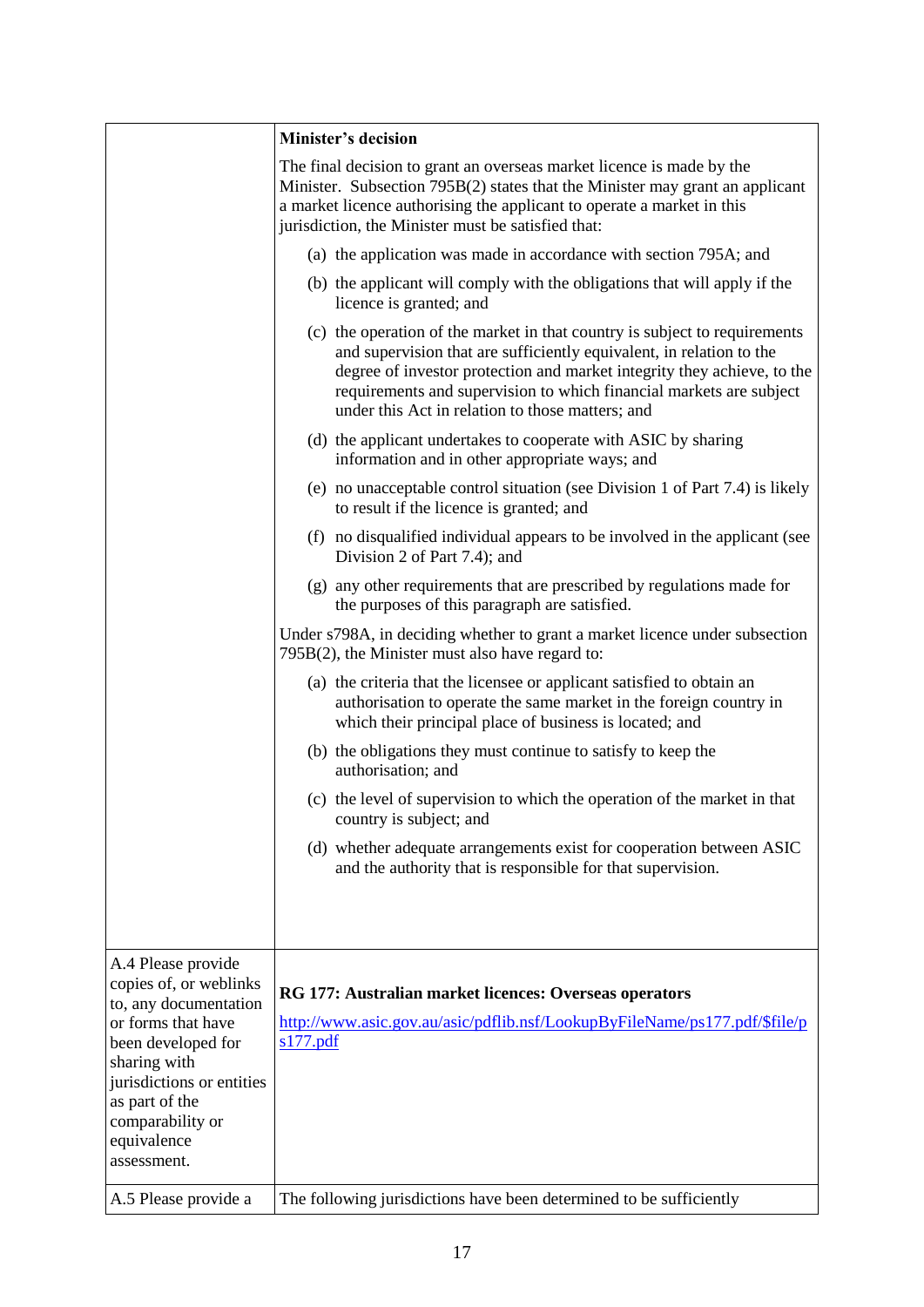| | |
|---|---|
| | **Minister's decision**<br><br>The final decision to grant an overseas market licence is made by the Minister. Subsection 795B(2) states that the Minister may grant an applicant a market licence authorising the applicant to operate a market in this jurisdiction, the Minister must be satisfied that:<br><br>(a) the application was made in accordance with section 795A; and<br><br>(b) the applicant will comply with the obligations that will apply if the licence is granted; and<br><br>(c) the operation of the market in that country is subject to requirements and supervision that are sufficiently equivalent, in relation to the degree of investor protection and market integrity they achieve, to the requirements and supervision to which financial markets are subject under this Act in relation to those matters; and<br><br>(d) the applicant undertakes to cooperate with ASIC by sharing information and in other appropriate ways; and<br><br>(e) no unacceptable control situation (see Division 1 of Part 7.4) is likely to result if the licence is granted; and<br><br>(f) no disqualified individual appears to be involved in the applicant (see Division 2 of Part 7.4); and<br><br>(g) any other requirements that are prescribed by regulations made for the purposes of this paragraph are satisfied.<br><br>Under s798A, in deciding whether to grant a market licence under subsection 795B(2), the Minister must also have regard to:<br><br>(a) the criteria that the licensee or applicant satisfied to obtain an authorisation to operate the same market in the foreign country in which their principal place of business is located; and<br><br>(b) the obligations they must continue to satisfy to keep the authorisation; and<br><br>(c) the level of supervision to which the operation of the market in that country is subject; and<br><br>(d) whether adequate arrangements exist for cooperation between ASIC and the authority that is responsible for that supervision. |
| A.4 Please provide copies of, or weblinks to, any documentation or forms that have been developed for sharing with jurisdictions or entities as part of the comparability or equivalence assessment. | **RG 177: Australian market licences: Overseas operators**<br><br>http://www.asic.gov.au/asic/pdflib.nsf/LookupByFileName/ps177.pdf/$file/ps177.pdf |
| A.5 Please provide a | The following jurisdictions have been determined to be sufficiently |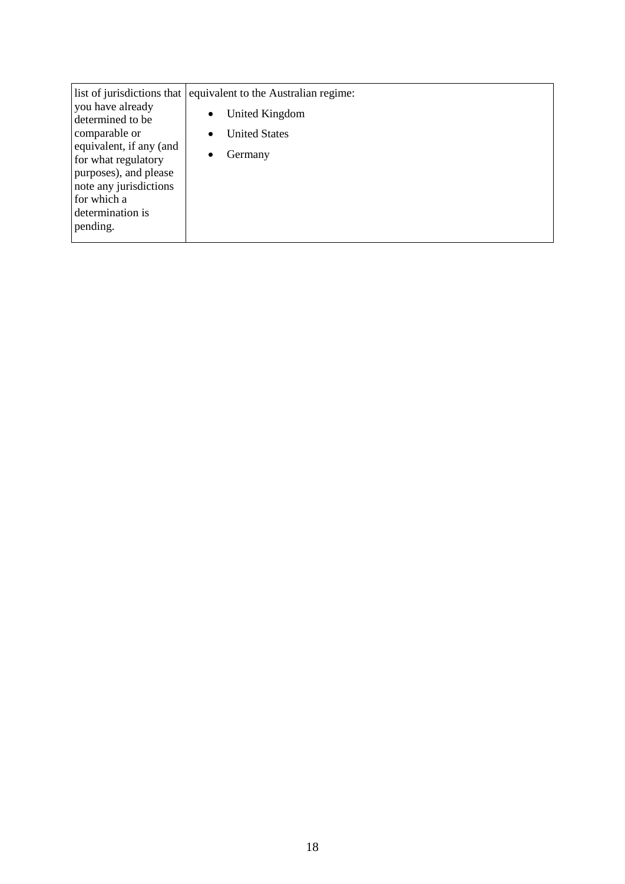| list of jurisdictions that you have already determined to be comparable or equivalent, if any (and for what regulatory purposes), and please note any jurisdictions for which a determination is pending. | equivalent to the Australian regime:<br><br>• United Kingdom<br>• United States<br>• Germany |
|---|---|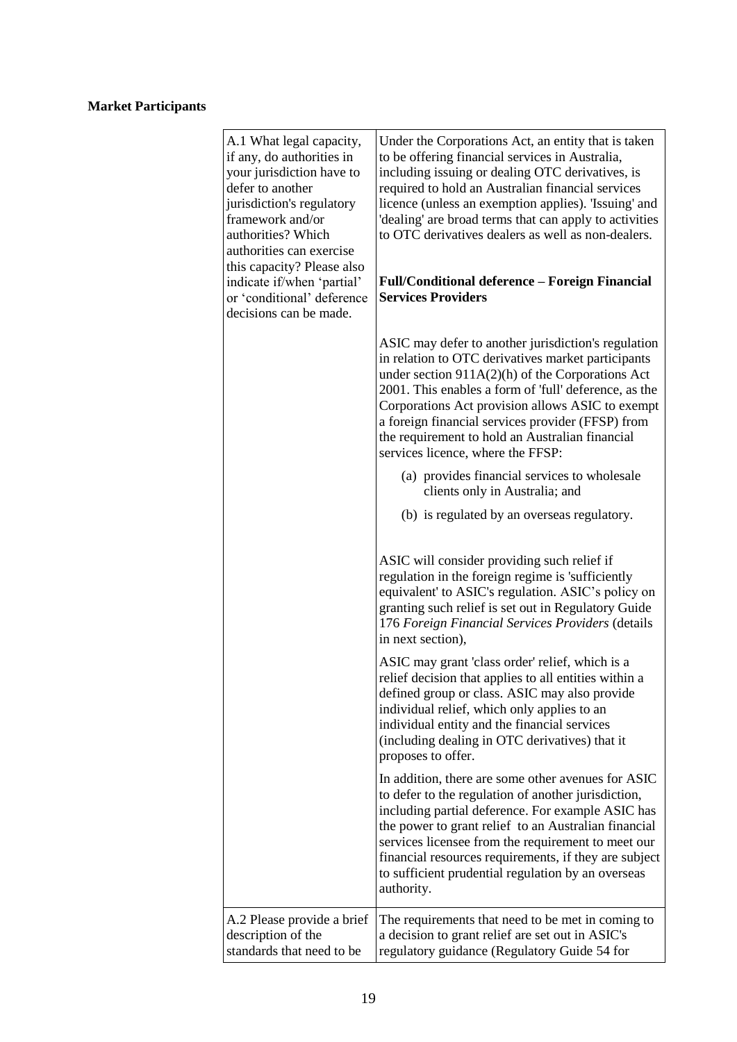**Market Participants**

| | |
|---|---|
| A.1 What legal capacity, if any, do authorities in your jurisdiction have to defer to another jurisdiction's regulatory framework and/or authorities? Which authorities can exercise this capacity? Please also indicate if/when 'partial' or 'conditional' deference decisions can be made. | Under the Corporations Act, an entity that is taken to be offering financial services in Australia, including issuing or dealing OTC derivatives, is required to hold an Australian financial services licence (unless an exemption applies). 'Issuing' and 'dealing' are broad terms that can apply to activities to OTC derivatives dealers as well as non-dealers.<br><br>**Full/Conditional deference – Foreign Financial Services Providers**<br><br>ASIC may defer to another jurisdiction's regulation in relation to OTC derivatives market participants under section 911A(2)(h) of the Corporations Act 2001. This enables a form of 'full' deference, as the Corporations Act provision allows ASIC to exempt a foreign financial services provider (FFSP) from the requirement to hold an Australian financial services licence, where the FFSP:<br><br>(a) provides financial services to wholesale clients only in Australia; and<br><br>(b) is regulated by an overseas regulatory.<br><br>ASIC will consider providing such relief if regulation in the foreign regime is 'sufficiently equivalent' to ASIC's regulation. ASIC's policy on granting such relief is set out in Regulatory Guide 176 *Foreign Financial Services Providers* (details in next section),<br><br>ASIC may grant 'class order' relief, which is a relief decision that applies to all entities within a defined group or class. ASIC may also provide individual relief, which only applies to an individual entity and the financial services (including dealing in OTC derivatives) that it proposes to offer.<br><br>In addition, there are some other avenues for ASIC to defer to the regulation of another jurisdiction, including partial deference. For example ASIC has the power to grant relief to an Australian financial services licensee from the requirement to meet our financial resources requirements, if they are subject to sufficient prudential regulation by an overseas authority. |
| A.2 Please provide a brief description of the standards that need to be | The requirements that need to be met in coming to a decision to grant relief are set out in ASIC's regulatory guidance (Regulatory Guide 54 for |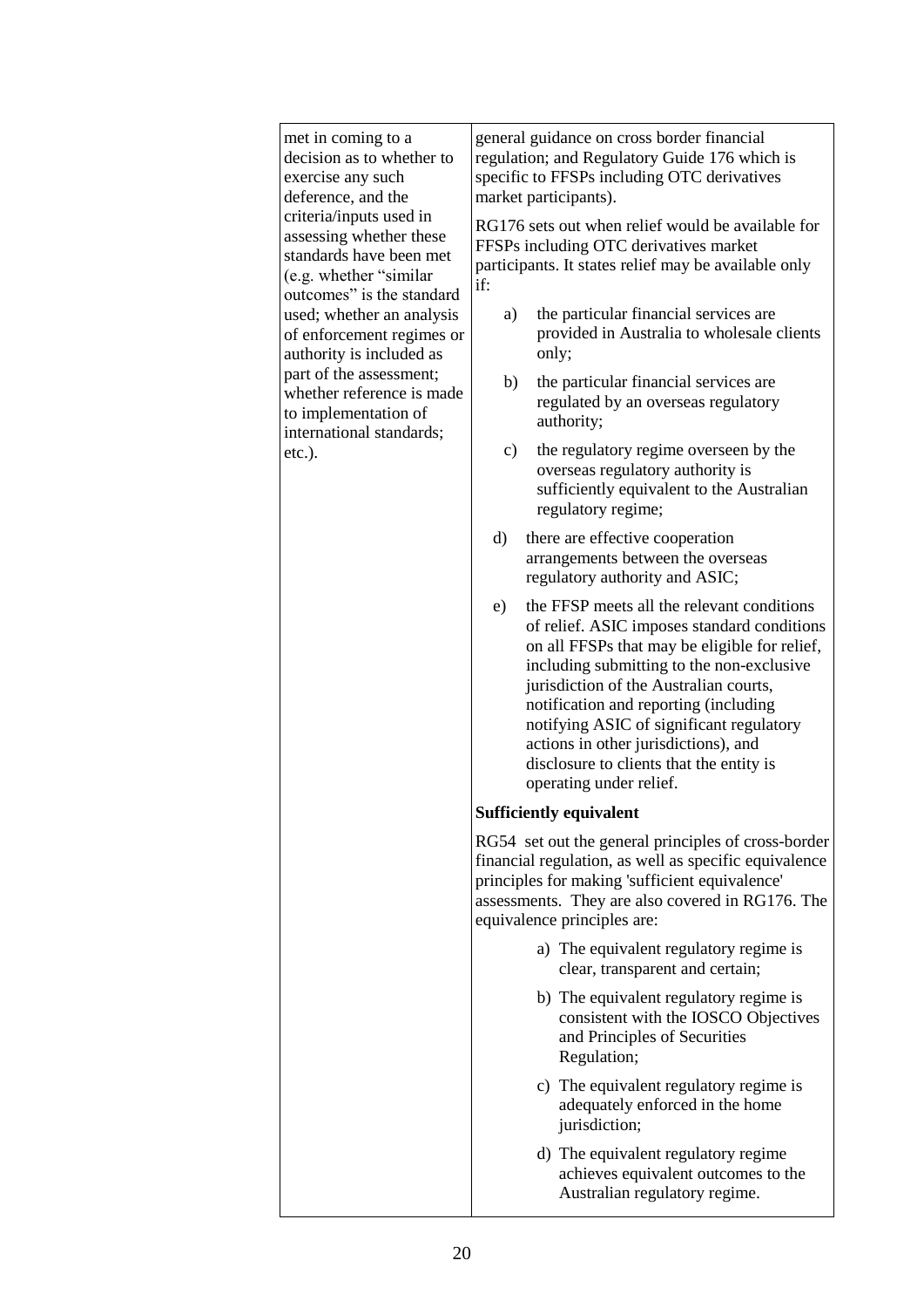| | |
|---|---|
| met in coming to a decision as to whether to exercise any such deference, and the criteria/inputs used in assessing whether these standards have been met (e.g. whether "similar outcomes" is the standard used; whether an analysis of enforcement regimes or authority is included as part of the assessment; whether reference is made to implementation of international standards; etc.). | general guidance on cross border financial regulation; and Regulatory Guide 176 which is specific to FFSPs including OTC derivatives market participants).<br><br>RG176 sets out when relief would be available for FFSPs including OTC derivatives market participants. It states relief may be available only if:<br><br>a) the particular financial services are provided in Australia to wholesale clients only;<br><br>b) the particular financial services are regulated by an overseas regulatory authority;<br><br>c) the regulatory regime overseen by the overseas regulatory authority is sufficiently equivalent to the Australian regulatory regime;<br><br>d) there are effective cooperation arrangements between the overseas regulatory authority and ASIC;<br><br>e) the FFSP meets all the relevant conditions of relief. ASIC imposes standard conditions on all FFSPs that may be eligible for relief, including submitting to the non-exclusive jurisdiction of the Australian courts, notification and reporting (including notifying ASIC of significant regulatory actions in other jurisdictions), and disclosure to clients that the entity is operating under relief.<br><br>**Sufficiently equivalent**<br><br>RG54 set out the general principles of cross-border financial regulation, as well as specific equivalence principles for making 'sufficient equivalence' assessments. They are also covered in RG176. The equivalence principles are:<br><br>a) The equivalent regulatory regime is clear, transparent and certain;<br><br>b) The equivalent regulatory regime is consistent with the IOSCO Objectives and Principles of Securities Regulation;<br><br>c) The equivalent regulatory regime is adequately enforced in the home jurisdiction;<br><br>d) The equivalent regulatory regime achieves equivalent outcomes to the Australian regulatory regime. |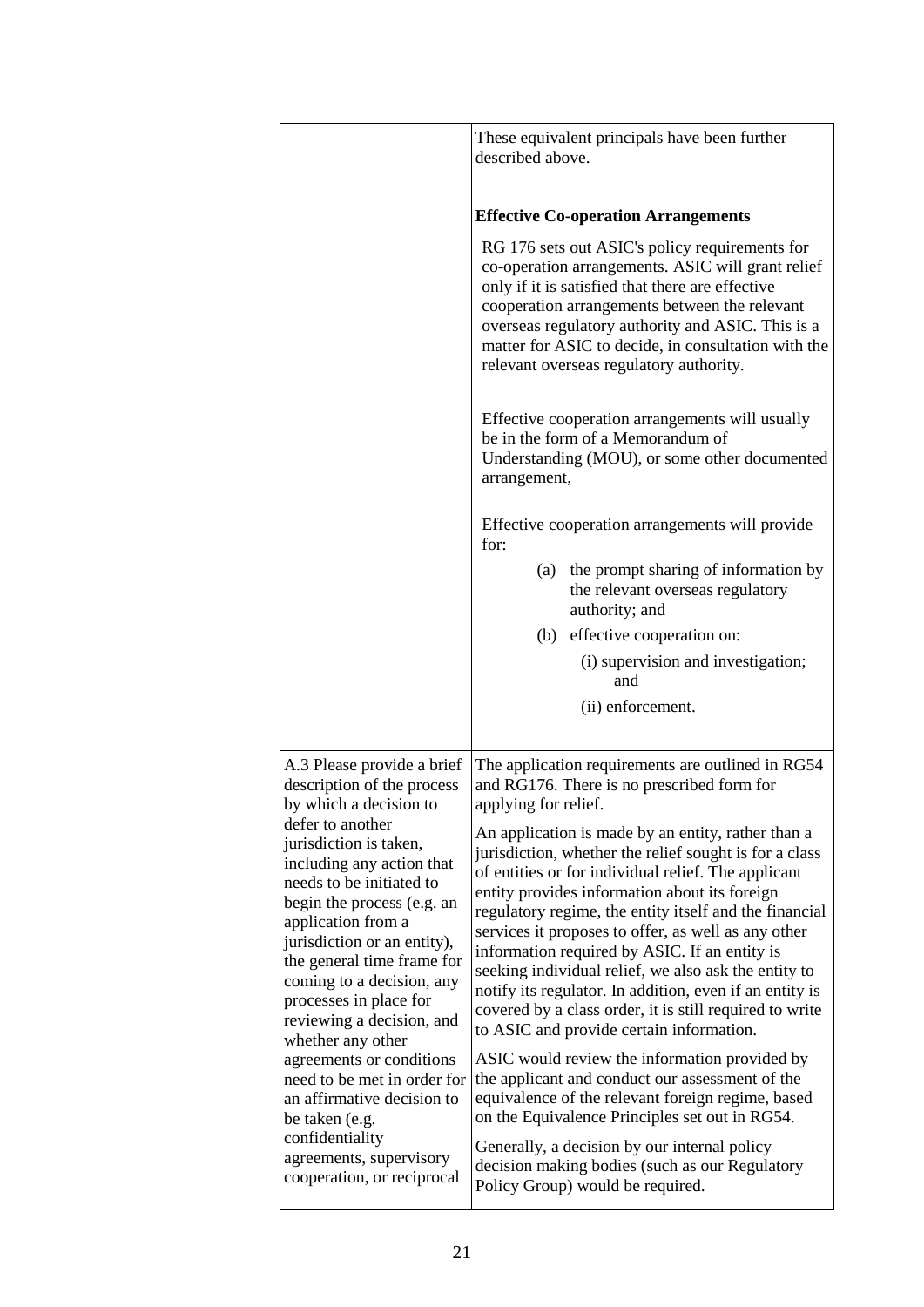| | |
|---|---|
| | These equivalent principals have been further described above.<br><br>**Effective Co-operation Arrangements**<br><br>RG 176 sets out ASIC's policy requirements for co-operation arrangements. ASIC will grant relief only if it is satisfied that there are effective cooperation arrangements between the relevant overseas regulatory authority and ASIC. This is a matter for ASIC to decide, in consultation with the relevant overseas regulatory authority.<br><br>Effective cooperation arrangements will usually be in the form of a Memorandum of Understanding (MOU), or some other documented arrangement,<br><br>Effective cooperation arrangements will provide for:<br>(a) the prompt sharing of information by the relevant overseas regulatory authority; and<br>(b) effective cooperation on:<br>(i) supervision and investigation; and<br>(ii) enforcement. |
| A.3 Please provide a brief description of the process by which a decision to defer to another jurisdiction is taken, including any action that needs to be initiated to begin the process (e.g. an application from a jurisdiction or an entity), the general time frame for coming to a decision, any processes in place for reviewing a decision, and whether any other agreements or conditions need to be met in order for an affirmative decision to be taken (e.g. confidentiality agreements, supervisory cooperation, or reciprocal | The application requirements are outlined in RG54 and RG176. There is no prescribed form for applying for relief.<br><br>An application is made by an entity, rather than a jurisdiction, whether the relief sought is for a class of entities or for individual relief. The applicant entity provides information about its foreign regulatory regime, the entity itself and the financial services it proposes to offer, as well as any other information required by ASIC. If an entity is seeking individual relief, we also ask the entity to notify its regulator. In addition, even if an entity is covered by a class order, it is still required to write to ASIC and provide certain information.<br><br>ASIC would review the information provided by the applicant and conduct our assessment of the equivalence of the relevant foreign regime, based on the Equivalence Principles set out in RG54.<br><br>Generally, a decision by our internal policy decision making bodies (such as our Regulatory Policy Group) would be required. |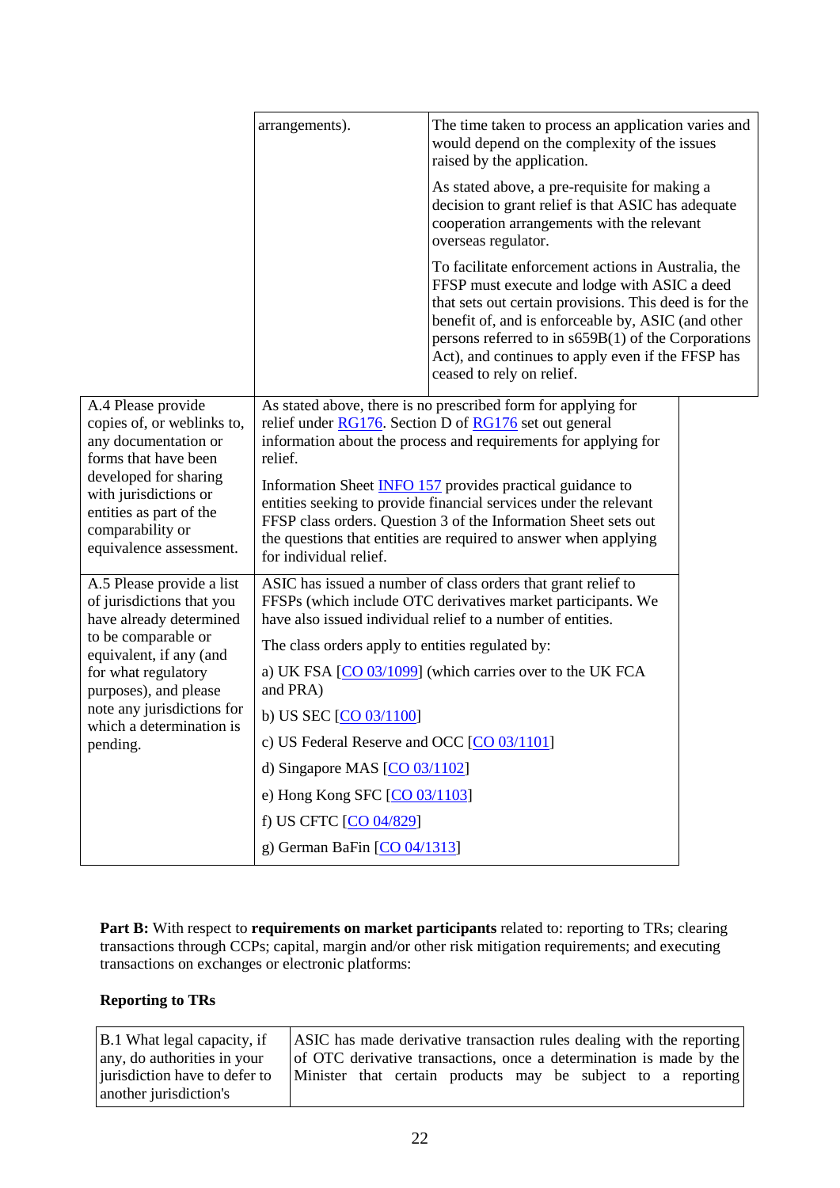| | | |
|---|---|---|
| | arrangements). | The time taken to process an application varies and would depend on the complexity of the issues raised by the application.<br><br>As stated above, a pre-requisite for making a decision to grant relief is that ASIC has adequate cooperation arrangements with the relevant overseas regulator.<br><br>To facilitate enforcement actions in Australia, the FFSP must execute and lodge with ASIC a deed that sets out certain provisions. This deed is for the benefit of, and is enforceable by, ASIC (and other persons referred to in s659B(1) of the Corporations Act), and continues to apply even if the FFSP has ceased to rely on relief. |
| A.4 Please provide copies of, or weblinks to, any documentation or forms that have been developed for sharing with jurisdictions or entities as part of the comparability or equivalence assessment. | As stated above, there is no prescribed form for applying for relief under RG176. Section D of RG176 set out general information about the process and requirements for applying for relief.<br><br>Information Sheet INFO 157 provides practical guidance to entities seeking to provide financial services under the relevant FFSP class orders. Question 3 of the Information Sheet sets out the questions that entities are required to answer when applying for individual relief. | |
| A.5 Please provide a list of jurisdictions that you have already determined to be comparable or equivalent, if any (and for what regulatory purposes), and please note any jurisdictions for which a determination is pending. | ASIC has issued a number of class orders that grant relief to FFSPs (which include OTC derivatives market participants. We have also issued individual relief to a number of entities.<br><br>The class orders apply to entities regulated by:<br><br>a) UK FSA [CO 03/1099] (which carries over to the UK FCA and PRA)<br><br>b) US SEC [CO 03/1100]<br><br>c) US Federal Reserve and OCC [CO 03/1101]<br><br>d) Singapore MAS [CO 03/1102]<br><br>e) Hong Kong SFC [CO 03/1103]<br><br>f) US CFTC [CO 04/829]<br><br>g) German BaFin [CO 04/1313] | |

**Part B:** With respect to **requirements on market participants** related to: reporting to TRs; clearing transactions through CCPs; capital, margin and/or other risk mitigation requirements; and executing transactions on exchanges or electronic platforms:

**Reporting to TRs**

| | |
|---|---|
| B.1 What legal capacity, if any, do authorities in your jurisdiction have to defer to another jurisdiction's | ASIC has made derivative transaction rules dealing with the reporting of OTC derivative transactions, once a determination is made by the Minister that certain products may be subject to a reporting |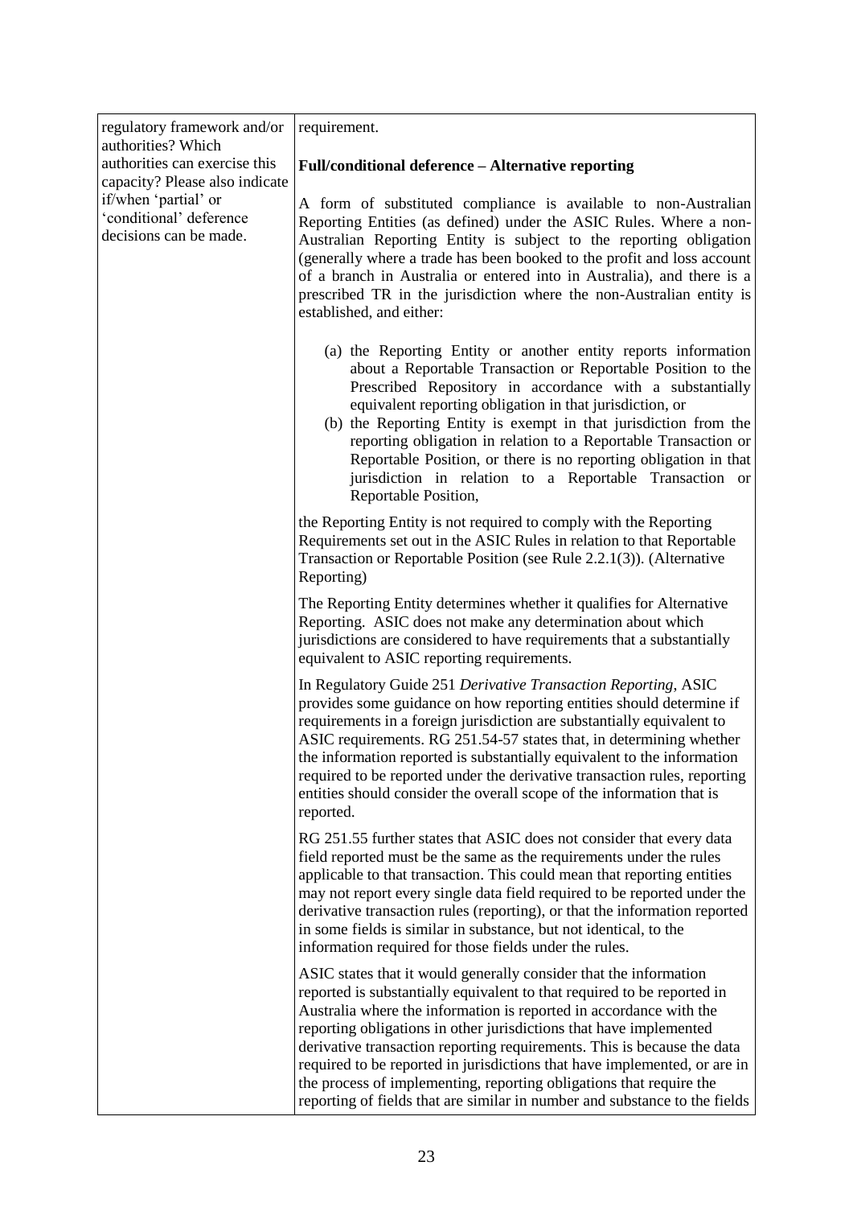| regulatory framework and/or authorities? Which authorities can exercise this capacity? Please also indicate if/when 'partial' or 'conditional' deference decisions can be made. | requirement.<br><br>**Full/conditional deference – Alternative reporting**<br><br>A form of substituted compliance is available to non-Australian Reporting Entities (as defined) under the ASIC Rules. Where a non-Australian Reporting Entity is subject to the reporting obligation (generally where a trade has been booked to the profit and loss account of a branch in Australia or entered into in Australia), and there is a prescribed TR in the jurisdiction where the non-Australian entity is established, and either:<br><br>(a) the Reporting Entity or another entity reports information about a Reportable Transaction or Reportable Position to the Prescribed Repository in accordance with a substantially equivalent reporting obligation in that jurisdiction, or<br>(b) the Reporting Entity is exempt in that jurisdiction from the reporting obligation in relation to a Reportable Transaction or Reportable Position, or there is no reporting obligation in that jurisdiction in relation to a Reportable Transaction or Reportable Position,<br><br>the Reporting Entity is not required to comply with the Reporting Requirements set out in the ASIC Rules in relation to that Reportable Transaction or Reportable Position (see Rule 2.2.1(3)). (Alternative Reporting)<br><br>The Reporting Entity determines whether it qualifies for Alternative Reporting. ASIC does not make any determination about which jurisdictions are considered to have requirements that a substantially equivalent to ASIC reporting requirements.<br><br>In Regulatory Guide 251 *Derivative Transaction Reporting*, ASIC provides some guidance on how reporting entities should determine if requirements in a foreign jurisdiction are substantially equivalent to ASIC requirements. RG 251.54-57 states that, in determining whether the information reported is substantially equivalent to the information required to be reported under the derivative transaction rules, reporting entities should consider the overall scope of the information that is reported.<br><br>RG 251.55 further states that ASIC does not consider that every data field reported must be the same as the requirements under the rules applicable to that transaction. This could mean that reporting entities may not report every single data field required to be reported under the derivative transaction rules (reporting), or that the information reported in some fields is similar in substance, but not identical, to the information required for those fields under the rules.<br><br>ASIC states that it would generally consider that the information reported is substantially equivalent to that required to be reported in Australia where the information is reported in accordance with the reporting obligations in other jurisdictions that have implemented derivative transaction reporting requirements. This is because the data required to be reported in jurisdictions that have implemented, or are in the process of implementing, reporting obligations that require the reporting of fields that are similar in number and substance to the fields |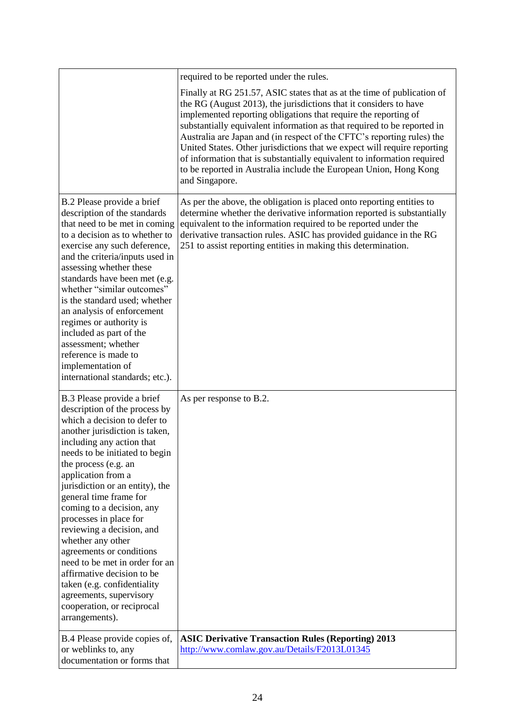| | |
|---|---|
| | required to be reported under the rules.<br><br>Finally at RG 251.57, ASIC states that as at the time of publication of the RG (August 2013), the jurisdictions that it considers to have implemented reporting obligations that require the reporting of substantially equivalent information as that required to be reported in Australia are Japan and (in respect of the CFTC's reporting rules) the United States. Other jurisdictions that we expect will require reporting of information that is substantially equivalent to information required to be reported in Australia include the European Union, Hong Kong and Singapore. |
| B.2 Please provide a brief description of the standards that need to be met in coming to a decision as to whether to exercise any such deference, and the criteria/inputs used in assessing whether these standards have been met (e.g. whether "similar outcomes" is the standard used; whether an analysis of enforcement regimes or authority is included as part of the assessment; whether reference is made to implementation of international standards; etc.). | As per the above, the obligation is placed onto reporting entities to determine whether the derivative information reported is substantially equivalent to the information required to be reported under the derivative transaction rules. ASIC has provided guidance in the RG 251 to assist reporting entities in making this determination. |
| B.3 Please provide a brief description of the process by which a decision to defer to another jurisdiction is taken, including any action that needs to be initiated to begin the process (e.g. an application from a jurisdiction or an entity), the general time frame for coming to a decision, any processes in place for reviewing a decision, and whether any other agreements or conditions need to be met in order for an affirmative decision to be taken (e.g. confidentiality agreements, supervisory cooperation, or reciprocal arrangements). | As per response to B.2. |
| B.4 Please provide copies of, or weblinks to, any documentation or forms that | **ASIC Derivative Transaction Rules (Reporting) 2013**<br>http://www.comlaw.gov.au/Details/F2013L01345 |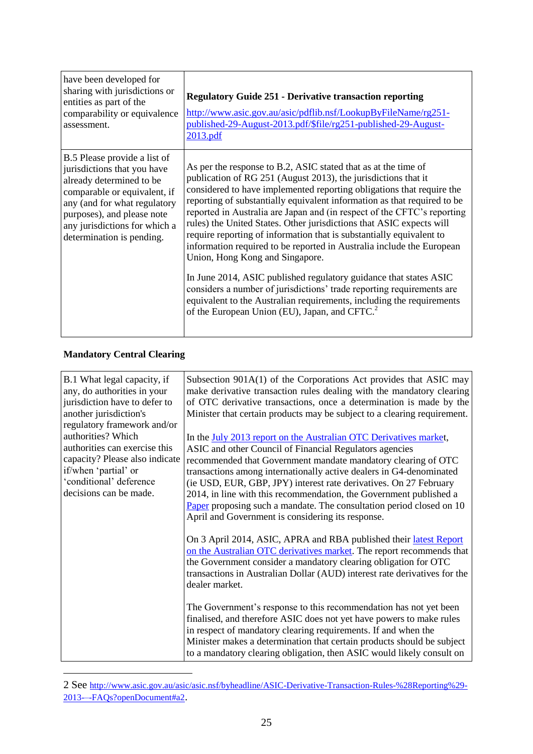| | |
|---|---|
| have been developed for sharing with jurisdictions or entities as part of the comparability or equivalence assessment. | **Regulatory Guide 251 - Derivative transaction reporting** [http://www.asic.gov.au/asic/pdflib.nsf/LookupByFileName/rg251-published-29-August-2013.pdf/$file/rg251-published-29-August-2013.pdf](http://www.asic.gov.au/asic/pdflib.nsf/LookupByFileName/rg251-published-29-August-2013.pdf/$file/rg251-published-29-August-2013.pdf) |
| B.5 Please provide a list of jurisdictions that you have already determined to be comparable or equivalent, if any (and for what regulatory purposes), and please note any jurisdictions for which a determination is pending. | As per the response to B.2, ASIC stated that as at the time of publication of RG 251 (August 2013), the jurisdictions that it considered to have implemented reporting obligations that require the reporting of substantially equivalent information as that required to be reported in Australia are Japan and (in respect of the CFTC's reporting rules) the United States. Other jurisdictions that ASIC expects will require reporting of information that is substantially equivalent to information required to be reported in Australia include the European Union, Hong Kong and Singapore.<br><br>In June 2014, ASIC published regulatory guidance that states ASIC considers a number of jurisdictions' trade reporting requirements are equivalent to the Australian requirements, including the requirements of the European Union (EU), Japan, and CFTC.[2] |

**Mandatory Central Clearing**

| | |
|---|---|
| B.1 What legal capacity, if any, do authorities in your jurisdiction have to defer to another jurisdiction's regulatory framework and/or authorities? Which authorities can exercise this capacity? Please also indicate if/when 'partial' or 'conditional' deference decisions can be made. | Subsection 901A(1) of the Corporations Act provides that ASIC may make derivative transaction rules dealing with the mandatory clearing of OTC derivative transactions, once a determination is made by the Minister that certain products may be subject to a clearing requirement.<br><br>In the July 2013 report on the Australian OTC Derivatives market, ASIC and other Council of Financial Regulators agencies recommended that Government mandate mandatory clearing of OTC transactions among internationally active dealers in G4-denominated (ie USD, EUR, GBP, JPY) interest rate derivatives. On 27 February 2014, in line with this recommendation, the Government published a Paper proposing such a mandate. The consultation period closed on 10 April and Government is considering its response.<br><br>On 3 April 2014, ASIC, APRA and RBA published their latest Report on the Australian OTC derivatives market. The report recommends that the Government consider a mandatory clearing obligation for OTC transactions in Australian Dollar (AUD) interest rate derivatives for the dealer market.<br><br>The Government's response to this recommendation has not yet been finalised, and therefore ASIC does not yet have powers to make rules in respect of mandatory clearing requirements. If and when the Minister makes a determination that certain products should be subject to a mandatory clearing obligation, then ASIC would likely consult on |

2 See [http://www.asic.gov.au/asic/asic.nsf/byheadline/ASIC-Derivative-Transaction-Rules-%28Reporting%29-2013-–-FAQs?openDocument#a2](http://www.asic.gov.au/asic/asic.nsf/byheadline/ASIC-Derivative-Transaction-Rules-%28Reporting%29-2013-–-FAQs?openDocument#a2).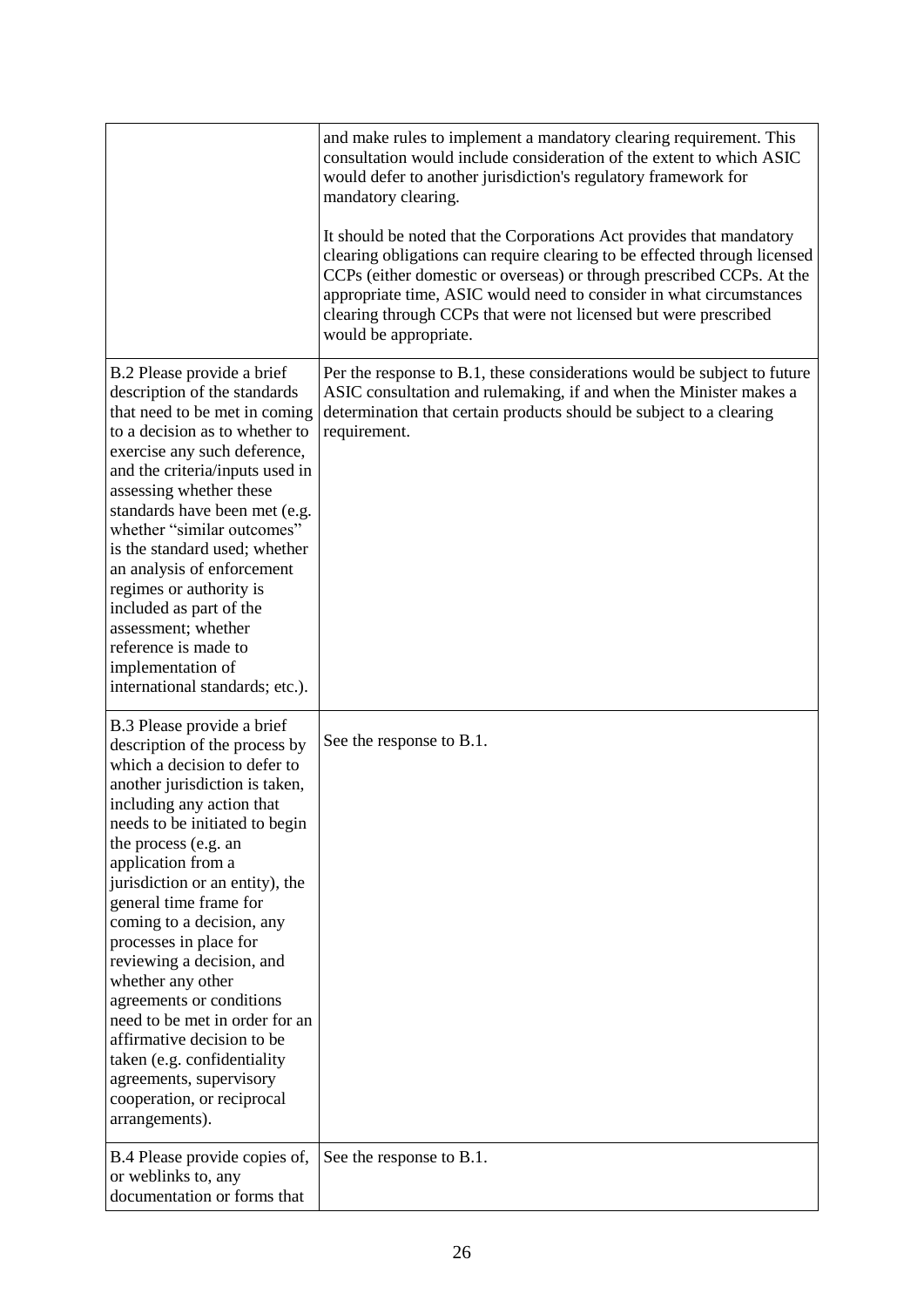| | |
|---|---|
| | and make rules to implement a mandatory clearing requirement. This consultation would include consideration of the extent to which ASIC would defer to another jurisdiction's regulatory framework for mandatory clearing.<br><br>It should be noted that the Corporations Act provides that mandatory clearing obligations can require clearing to be effected through licensed CCPs (either domestic or overseas) or through prescribed CCPs. At the appropriate time, ASIC would need to consider in what circumstances clearing through CCPs that were not licensed but were prescribed would be appropriate. |
| B.2 Please provide a brief description of the standards that need to be met in coming to a decision as to whether to exercise any such deference, and the criteria/inputs used in assessing whether these standards have been met (e.g. whether "similar outcomes" is the standard used; whether an analysis of enforcement regimes or authority is included as part of the assessment; whether reference is made to implementation of international standards; etc.). | Per the response to B.1, these considerations would be subject to future ASIC consultation and rulemaking, if and when the Minister makes a determination that certain products should be subject to a clearing requirement. |
| B.3 Please provide a brief description of the process by which a decision to defer to another jurisdiction is taken, including any action that needs to be initiated to begin the process (e.g. an application from a jurisdiction or an entity), the general time frame for coming to a decision, any processes in place for reviewing a decision, and whether any other agreements or conditions need to be met in order for an affirmative decision to be taken (e.g. confidentiality agreements, supervisory cooperation, or reciprocal arrangements). | See the response to B.1. |
| B.4 Please provide copies of, or weblinks to, any documentation or forms that | See the response to B.1. |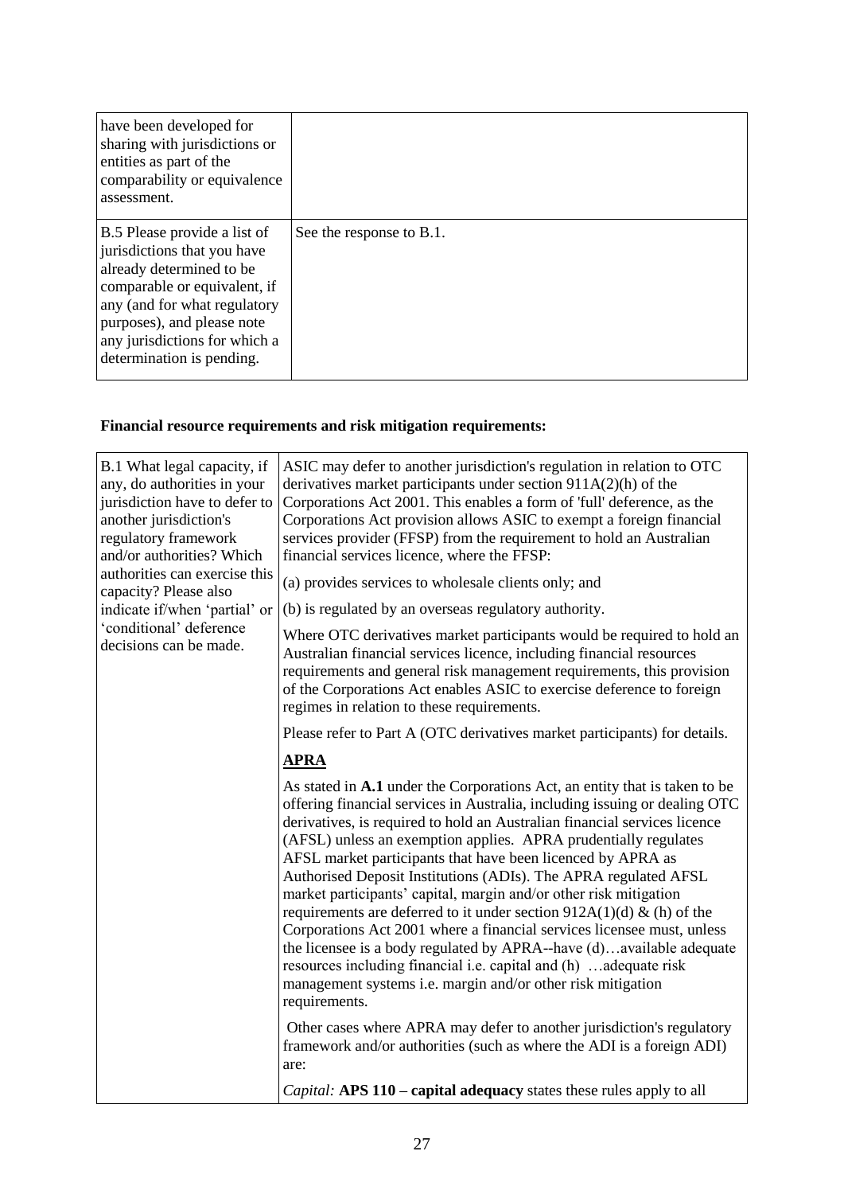| | |
|---|---|
| have been developed for sharing with jurisdictions or entities as part of the comparability or equivalence assessment. | |
| B.5 Please provide a list of jurisdictions that you have already determined to be comparable or equivalent, if any (and for what regulatory purposes), and please note any jurisdictions for which a determination is pending. | See the response to B.1. |

**Financial resource requirements and risk mitigation requirements:**

| | |
|---|---|
| B.1 What legal capacity, if any, do authorities in your jurisdiction have to defer to another jurisdiction's regulatory framework and/or authorities? Which authorities can exercise this capacity? Please also indicate if/when 'partial' or 'conditional' deference decisions can be made. | ASIC may defer to another jurisdiction's regulation in relation to OTC derivatives market participants under section 911A(2)(h) of the Corporations Act 2001. This enables a form of 'full' deference, as the Corporations Act provision allows ASIC to exempt a foreign financial services provider (FFSP) from the requirement to hold an Australian financial services licence, where the FFSP:<br><br>(a) provides services to wholesale clients only; and<br><br>(b) is regulated by an overseas regulatory authority.<br><br>Where OTC derivatives market participants would be required to hold an Australian financial services licence, including financial resources requirements and general risk management requirements, this provision of the Corporations Act enables ASIC to exercise deference to foreign regimes in relation to these requirements.<br><br>Please refer to Part A (OTC derivatives market participants) for details.<br><br>**APRA**<br><br>As stated in **A.1** under the Corporations Act, an entity that is taken to be offering financial services in Australia, including issuing or dealing OTC derivatives, is required to hold an Australian financial services licence (AFSL) unless an exemption applies. APRA prudentially regulates AFSL market participants that have been licenced by APRA as Authorised Deposit Institutions (ADIs). The APRA regulated AFSL market participants' capital, margin and/or other risk mitigation requirements are deferred to it under section 912A(1)(d) & (h) of the Corporations Act 2001 where a financial services licensee must, unless the licensee is a body regulated by APRA--have (d)…available adequate resources including financial i.e. capital and (h) …adequate risk management systems i.e. margin and/or other risk mitigation requirements.<br><br>Other cases where APRA may defer to another jurisdiction's regulatory framework and/or authorities (such as where the ADI is a foreign ADI) are:<br><br>*Capital:* **APS 110 – capital adequacy** states these rules apply to all |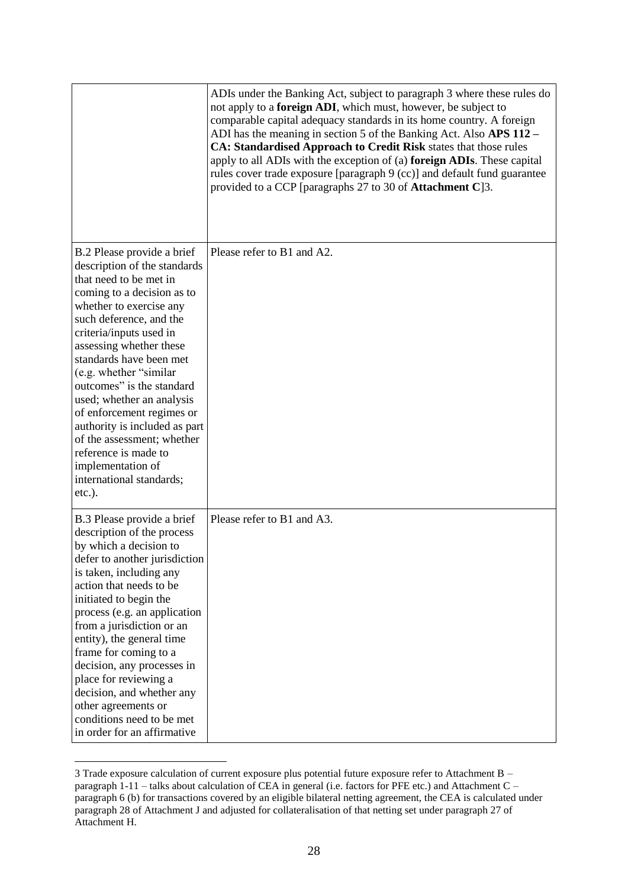| | |
|---|---|
| | ADIs under the Banking Act, subject to paragraph 3 where these rules do not apply to a **foreign ADI**, which must, however, be subject to comparable capital adequacy standards in its home country. A foreign ADI has the meaning in section 5 of the Banking Act. Also **APS 112 – CA: Standardised Approach to Credit Risk** states that those rules apply to all ADIs with the exception of (a) **foreign ADIs**. These capital rules cover trade exposure [paragraph 9 (cc)] and default fund guarantee provided to a CCP [paragraphs 27 to 30 of **Attachment C**]3. |
| B.2 Please provide a brief description of the standards that need to be met in coming to a decision as to whether to exercise any such deference, and the criteria/inputs used in assessing whether these standards have been met (e.g. whether "similar outcomes" is the standard used; whether an analysis of enforcement regimes or authority is included as part of the assessment; whether reference is made to implementation of international standards; etc.). | Please refer to B1 and A2. |
| B.3 Please provide a brief description of the process by which a decision to defer to another jurisdiction is taken, including any action that needs to be initiated to begin the process (e.g. an application from a jurisdiction or an entity), the general time frame for coming to a decision, any processes in place for reviewing a decision, and whether any other agreements or conditions need to be met in order for an affirmative | Please refer to B1 and A3. |

3 Trade exposure calculation of current exposure plus potential future exposure refer to Attachment B – paragraph 1-11 – talks about calculation of CEA in general (i.e. factors for PFE etc.) and Attachment C – paragraph 6 (b) for transactions covered by an eligible bilateral netting agreement, the CEA is calculated under paragraph 28 of Attachment J and adjusted for collateralisation of that netting set under paragraph 27 of Attachment H.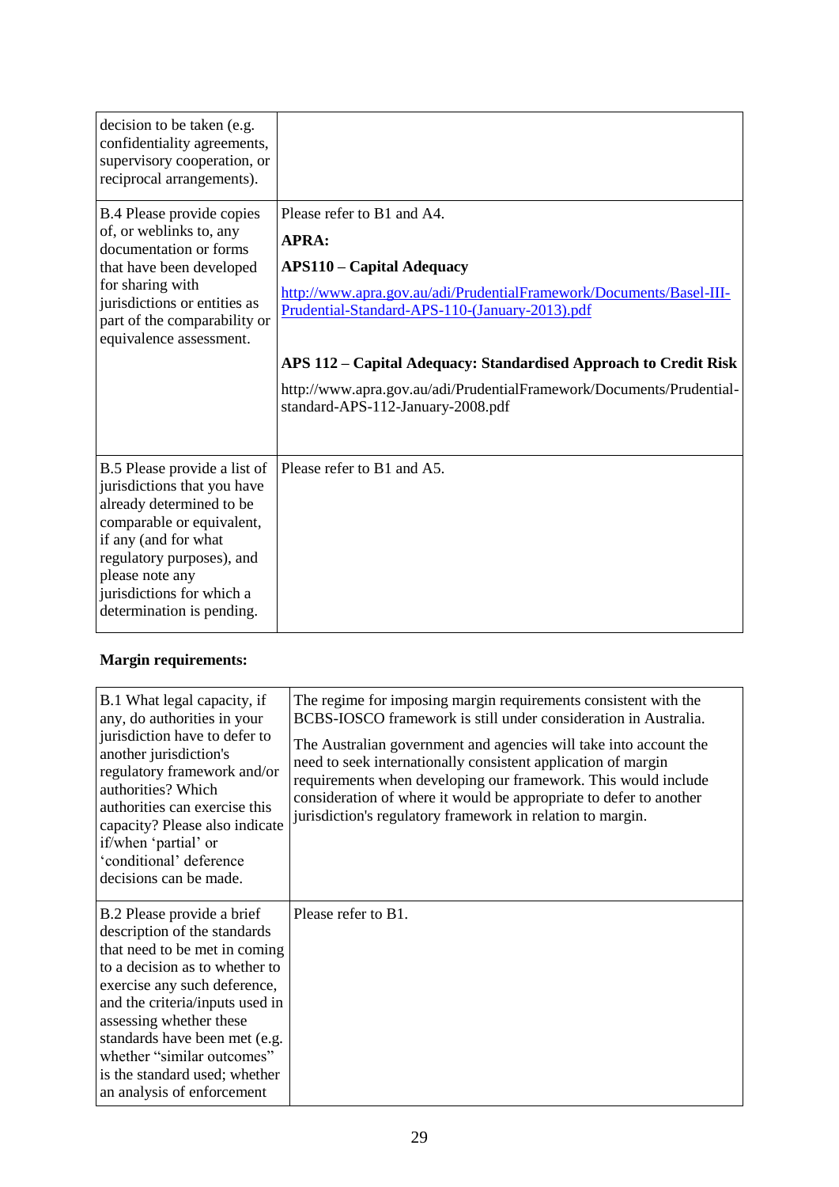| | |
|---|---|
| decision to be taken (e.g. confidentiality agreements, supervisory cooperation, or reciprocal arrangements). | |
| B.4 Please provide copies of, or weblinks to, any documentation or forms that have been developed for sharing with jurisdictions or entities as part of the comparability or equivalence assessment. | Please refer to B1 and A4.<br><br>**APRA:**<br><br>**APS110 – Capital Adequacy**<br><br>http://www.apra.gov.au/adi/PrudentialFramework/Documents/Basel-III-Prudential-Standard-APS-110-(January-2013).pdf<br><br>**APS 112 – Capital Adequacy: Standardised Approach to Credit Risk**<br><br>http://www.apra.gov.au/adi/PrudentialFramework/Documents/Prudential-standard-APS-112-January-2008.pdf |
| B.5 Please provide a list of jurisdictions that you have already determined to be comparable or equivalent, if any (and for what regulatory purposes), and please note any jurisdictions for which a determination is pending. | Please refer to B1 and A5. |

**Margin requirements:**

| | |
|---|---|
| B.1 What legal capacity, if any, do authorities in your jurisdiction have to defer to another jurisdiction's regulatory framework and/or authorities? Which authorities can exercise this capacity? Please also indicate if/when 'partial' or 'conditional' deference decisions can be made. | The regime for imposing margin requirements consistent with the BCBS-IOSCO framework is still under consideration in Australia.<br><br>The Australian government and agencies will take into account the need to seek internationally consistent application of margin requirements when developing our framework. This would include consideration of where it would be appropriate to defer to another jurisdiction's regulatory framework in relation to margin. |
| B.2 Please provide a brief description of the standards that need to be met in coming to a decision as to whether to exercise any such deference, and the criteria/inputs used in assessing whether these standards have been met (e.g. whether "similar outcomes" is the standard used; whether an analysis of enforcement | Please refer to B1. |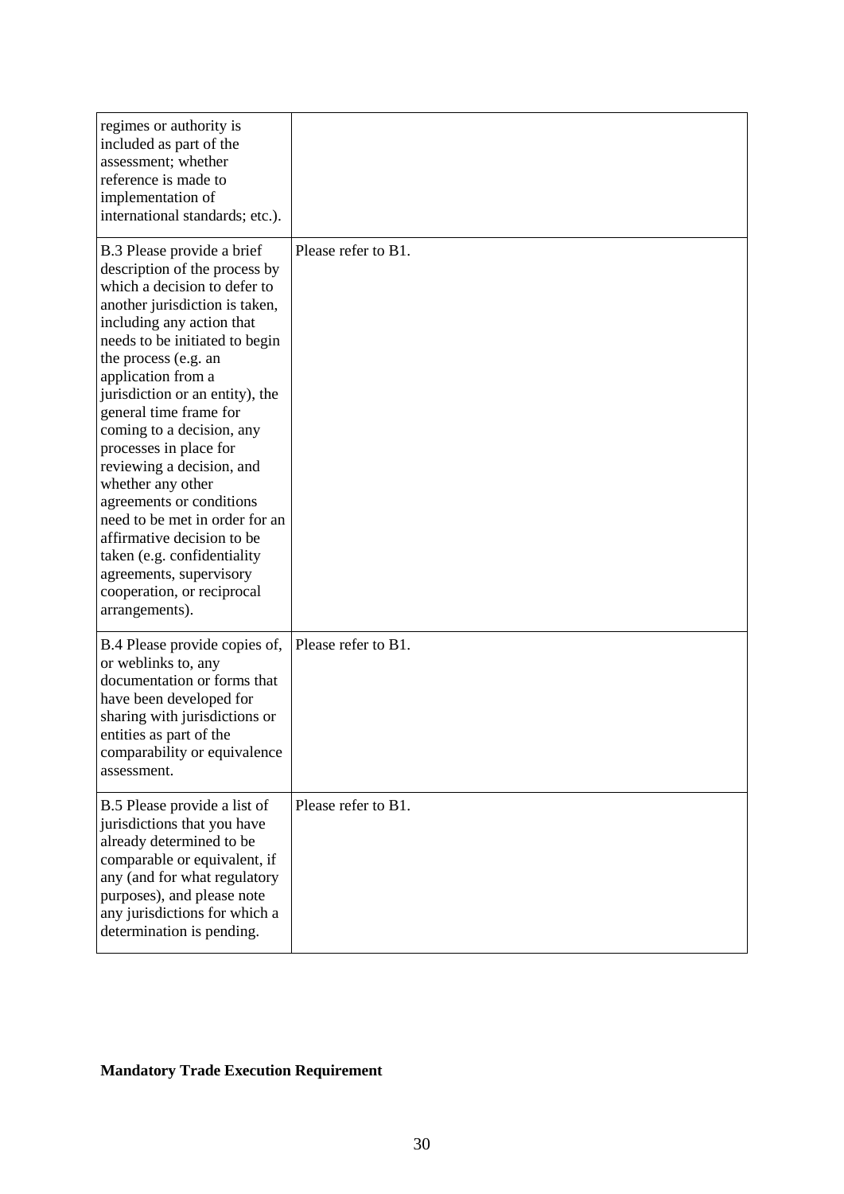| | |
|---|---|
| regimes or authority is included as part of the assessment; whether reference is made to implementation of international standards; etc.). | |
| B.3 Please provide a brief description of the process by which a decision to defer to another jurisdiction is taken, including any action that needs to be initiated to begin the process (e.g. an application from a jurisdiction or an entity), the general time frame for coming to a decision, any processes in place for reviewing a decision, and whether any other agreements or conditions need to be met in order for an affirmative decision to be taken (e.g. confidentiality agreements, supervisory cooperation, or reciprocal arrangements). | Please refer to B1. |
| B.4 Please provide copies of, or weblinks to, any documentation or forms that have been developed for sharing with jurisdictions or entities as part of the comparability or equivalence assessment. | Please refer to B1. |
| B.5 Please provide a list of jurisdictions that you have already determined to be comparable or equivalent, if any (and for what regulatory purposes), and please note any jurisdictions for which a determination is pending. | Please refer to B1. |

**Mandatory Trade Execution Requirement**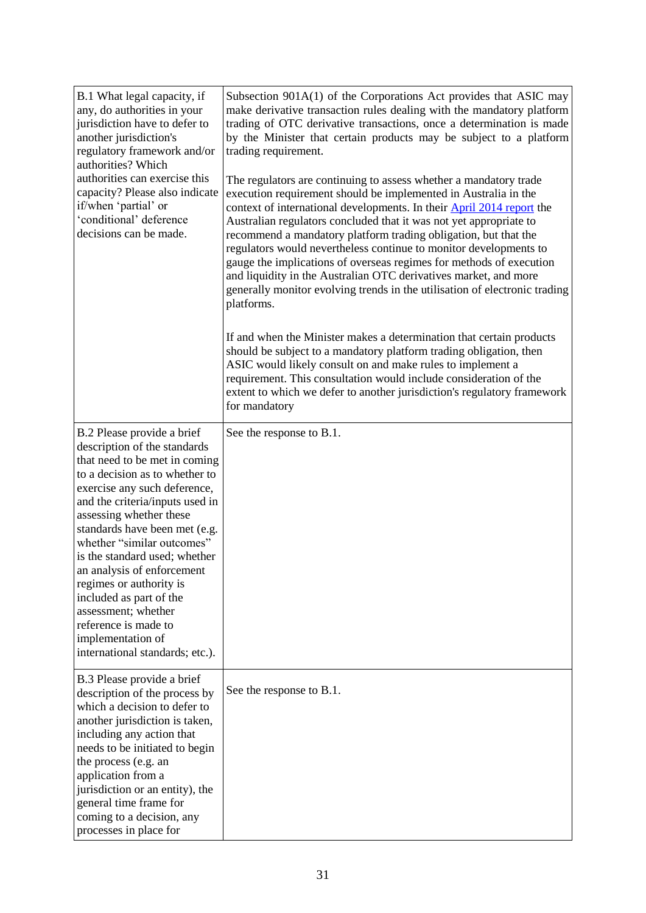| | |
|---|---|
| B.1 What legal capacity, if any, do authorities in your jurisdiction have to defer to another jurisdiction's regulatory framework and/or authorities? Which authorities can exercise this capacity? Please also indicate if/when 'partial' or 'conditional' deference decisions can be made. | Subsection 901A(1) of the Corporations Act provides that ASIC may make derivative transaction rules dealing with the mandatory platform trading of OTC derivative transactions, once a determination is made by the Minister that certain products may be subject to a platform trading requirement.<br><br>The regulators are continuing to assess whether a mandatory trade execution requirement should be implemented in Australia in the context of international developments. In their April 2014 report the Australian regulators concluded that it was not yet appropriate to recommend a mandatory platform trading obligation, but that the regulators would nevertheless continue to monitor developments to gauge the implications of overseas regimes for methods of execution and liquidity in the Australian OTC derivatives market, and more generally monitor evolving trends in the utilisation of electronic trading platforms.<br><br>If and when the Minister makes a determination that certain products should be subject to a mandatory platform trading obligation, then ASIC would likely consult on and make rules to implement a requirement. This consultation would include consideration of the extent to which we defer to another jurisdiction's regulatory framework for mandatory |
| B.2 Please provide a brief description of the standards that need to be met in coming to a decision as to whether to exercise any such deference, and the criteria/inputs used in assessing whether these standards have been met (e.g. whether "similar outcomes" is the standard used; whether an analysis of enforcement regimes or authority is included as part of the assessment; whether reference is made to implementation of international standards; etc.). | See the response to B.1. |
| B.3 Please provide a brief description of the process by which a decision to defer to another jurisdiction is taken, including any action that needs to be initiated to begin the process (e.g. an application from a jurisdiction or an entity), the general time frame for coming to a decision, any processes in place for | See the response to B.1. |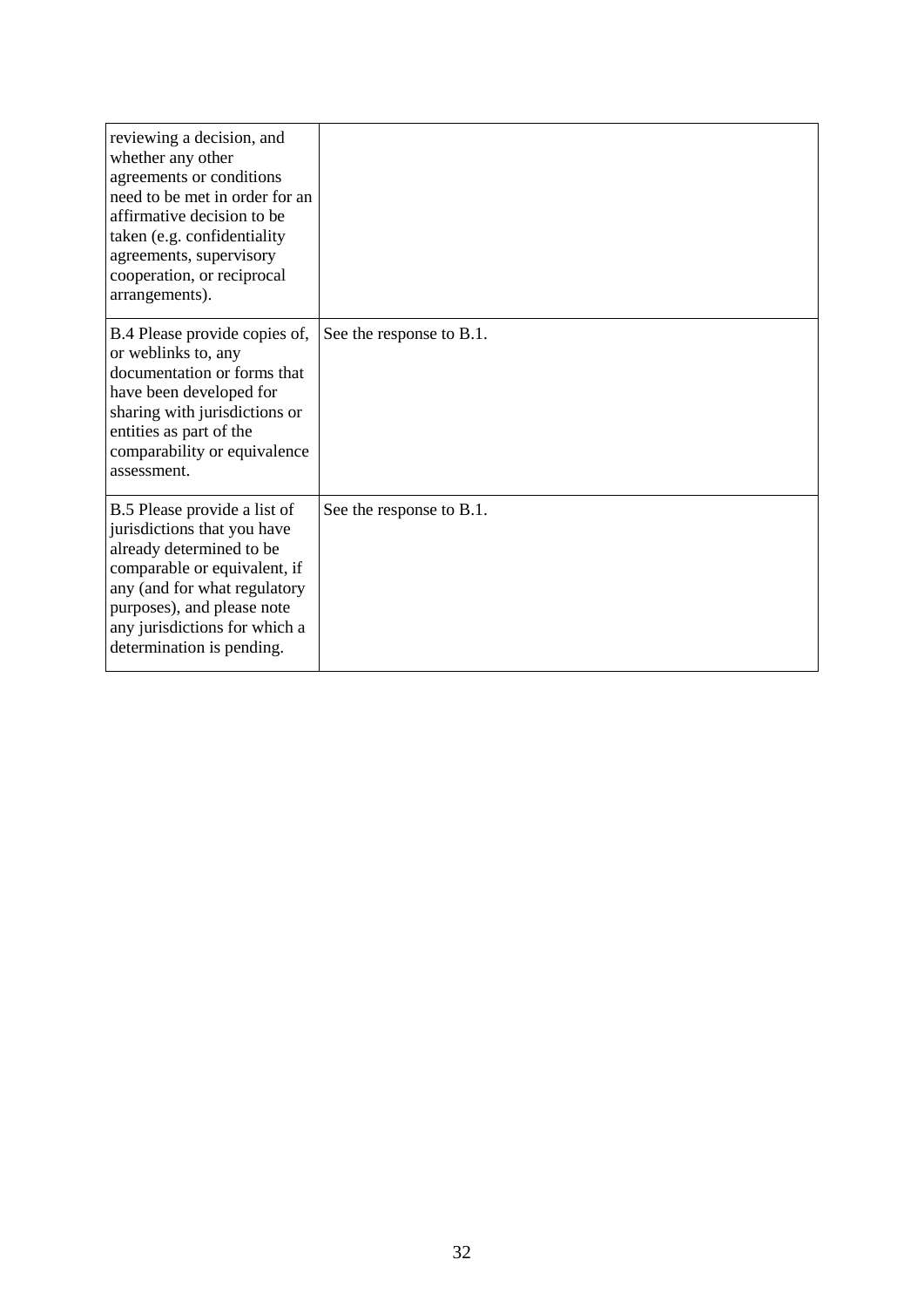| | |
|---|---|
| reviewing a decision, and whether any other agreements or conditions need to be met in order for an affirmative decision to be taken (e.g. confidentiality agreements, supervisory cooperation, or reciprocal arrangements). | |
| B.4 Please provide copies of, or weblinks to, any documentation or forms that have been developed for sharing with jurisdictions or entities as part of the comparability or equivalence assessment. | See the response to B.1. |
| B.5 Please provide a list of jurisdictions that you have already determined to be comparable or equivalent, if any (and for what regulatory purposes), and please note any jurisdictions for which a determination is pending. | See the response to B.1. |